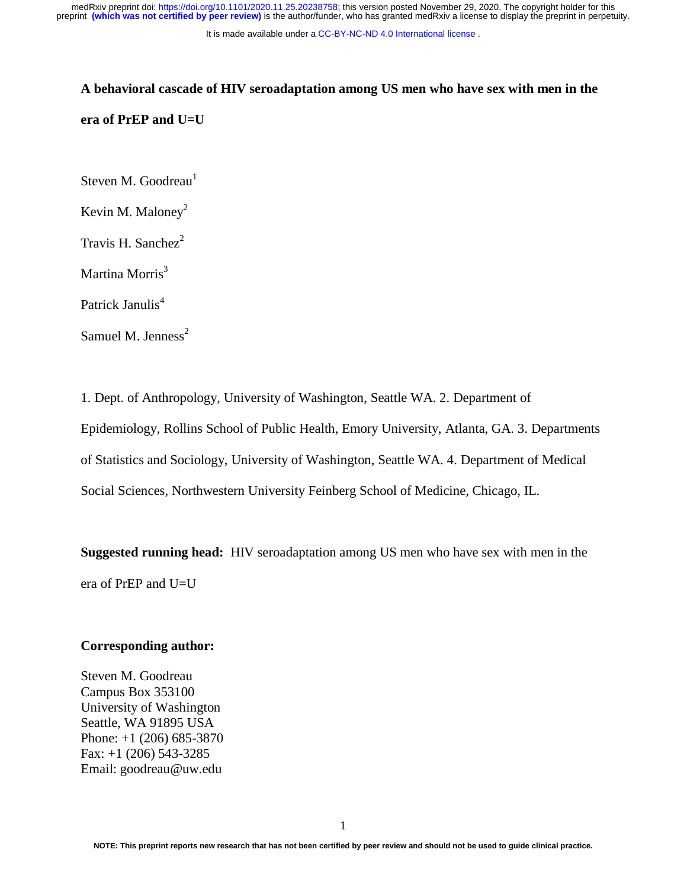# A behavioral cascade of HIV seroadaptation among US men who have sex with men in the era of PrEP and U=U

Steven M. Goodreau[1]

Kevin M. Maloney[2]

Travis H. Sanchez[2]

Martina Morris[3]

Patrick Janulis[4]

Samuel M. Jenness[2]

1. Dept. of Anthropology, University of Washington, Seattle WA. 2. Department of Epidemiology, Rollins School of Public Health, Emory University, Atlanta, GA. 3. Departments of Statistics and Sociology, University of Washington, Seattle WA. 4. Department of Medical Social Sciences, Northwestern University Feinberg School of Medicine, Chicago, IL.

**Suggested running head:** HIV seroadaptation among US men who have sex with men in the era of PrEP and U=U

**Corresponding author:**

Steven M. Goodreau
Campus Box 353100
University of Washington
Seattle, WA 91895 USA
Phone: +1 (206) 685-3870
Fax: +1 (206) 543-3285
Email: goodreau@uw.edu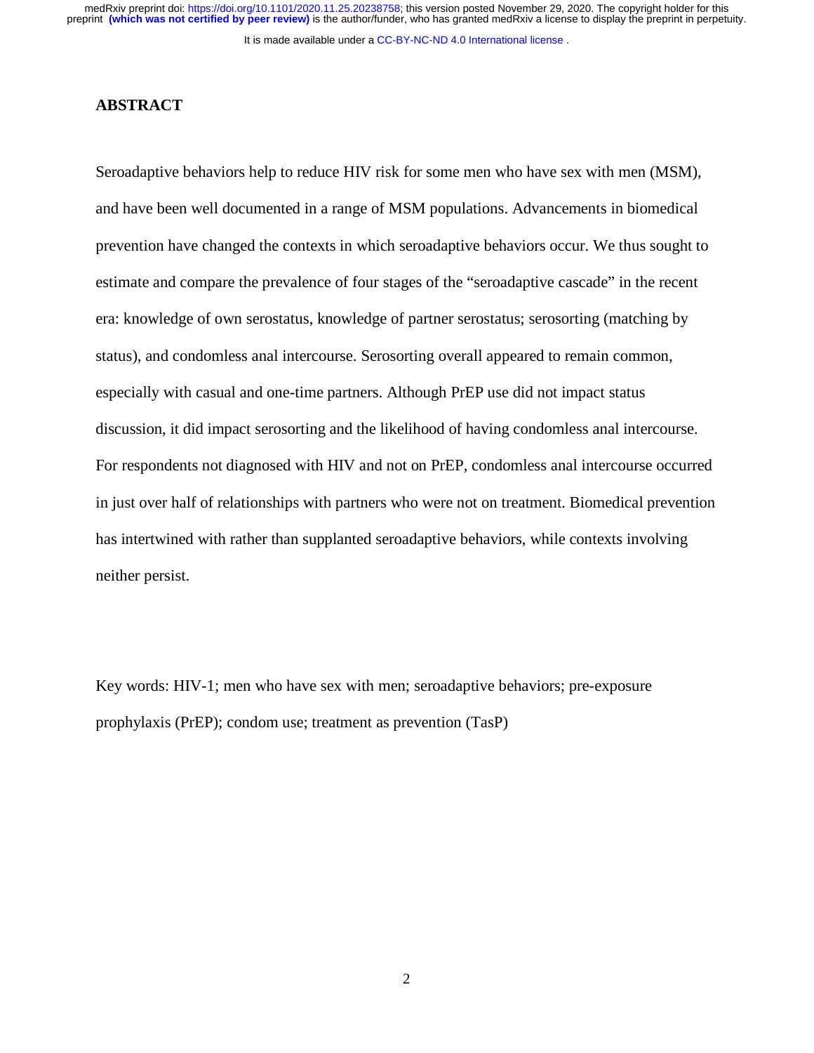## ABSTRACT

Seroadaptive behaviors help to reduce HIV risk for some men who have sex with men (MSM), and have been well documented in a range of MSM populations. Advancements in biomedical prevention have changed the contexts in which seroadaptive behaviors occur. We thus sought to estimate and compare the prevalence of four stages of the "seroadaptive cascade" in the recent era: knowledge of own serostatus, knowledge of partner serostatus; serosorting (matching by status), and condomless anal intercourse. Serosorting overall appeared to remain common, especially with casual and one-time partners. Although PrEP use did not impact status discussion, it did impact serosorting and the likelihood of having condomless anal intercourse. For respondents not diagnosed with HIV and not on PrEP, condomless anal intercourse occurred in just over half of relationships with partners who were not on treatment. Biomedical prevention has intertwined with rather than supplanted seroadaptive behaviors, while contexts involving neither persist.

Key words: HIV-1; men who have sex with men; seroadaptive behaviors; pre-exposure prophylaxis (PrEP); condom use; treatment as prevention (TasP)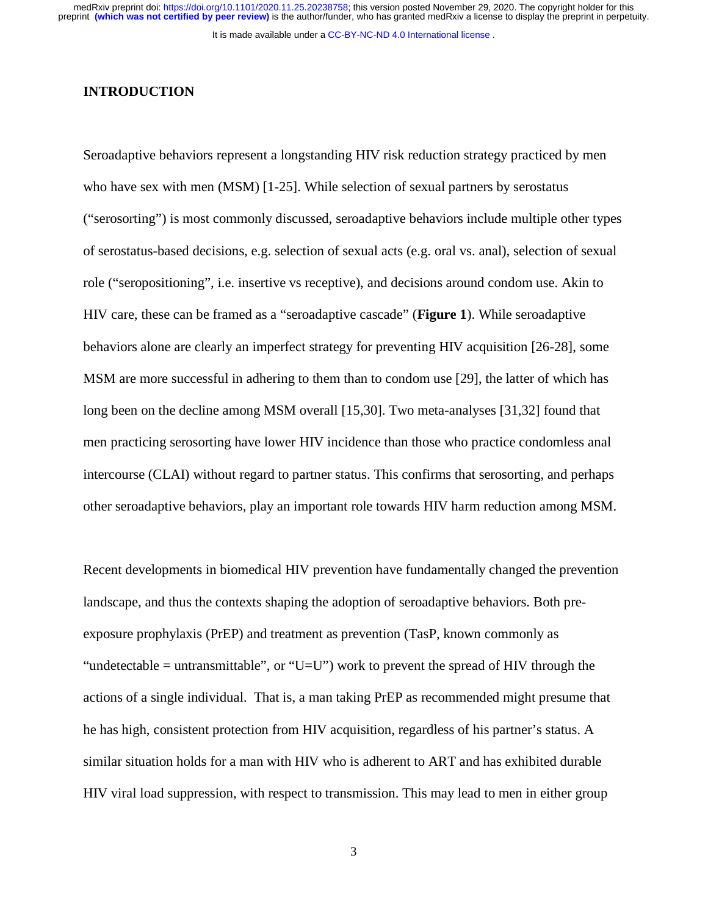## INTRODUCTION

Seroadaptive behaviors represent a longstanding HIV risk reduction strategy practiced by men who have sex with men (MSM) [1-25]. While selection of sexual partners by serostatus ("serosorting") is most commonly discussed, seroadaptive behaviors include multiple other types of serostatus-based decisions, e.g. selection of sexual acts (e.g. oral vs. anal), selection of sexual role ("seropositioning", i.e. insertive vs receptive), and decisions around condom use. Akin to HIV care, these can be framed as a "seroadaptive cascade" (**Figure 1**). While seroadaptive behaviors alone are clearly an imperfect strategy for preventing HIV acquisition [26-28], some MSM are more successful in adhering to them than to condom use [29], the latter of which has long been on the decline among MSM overall [15,30]. Two meta-analyses [31,32] found that men practicing serosorting have lower HIV incidence than those who practice condomless anal intercourse (CLAI) without regard to partner status. This confirms that serosorting, and perhaps other seroadaptive behaviors, play an important role towards HIV harm reduction among MSM.

Recent developments in biomedical HIV prevention have fundamentally changed the prevention landscape, and thus the contexts shaping the adoption of seroadaptive behaviors. Both pre-exposure prophylaxis (PrEP) and treatment as prevention (TasP, known commonly as "undetectable = untransmittable", or "U=U") work to prevent the spread of HIV through the actions of a single individual. That is, a man taking PrEP as recommended might presume that he has high, consistent protection from HIV acquisition, regardless of his partner's status. A similar situation holds for a man with HIV who is adherent to ART and has exhibited durable HIV viral load suppression, with respect to transmission. This may lead to men in either group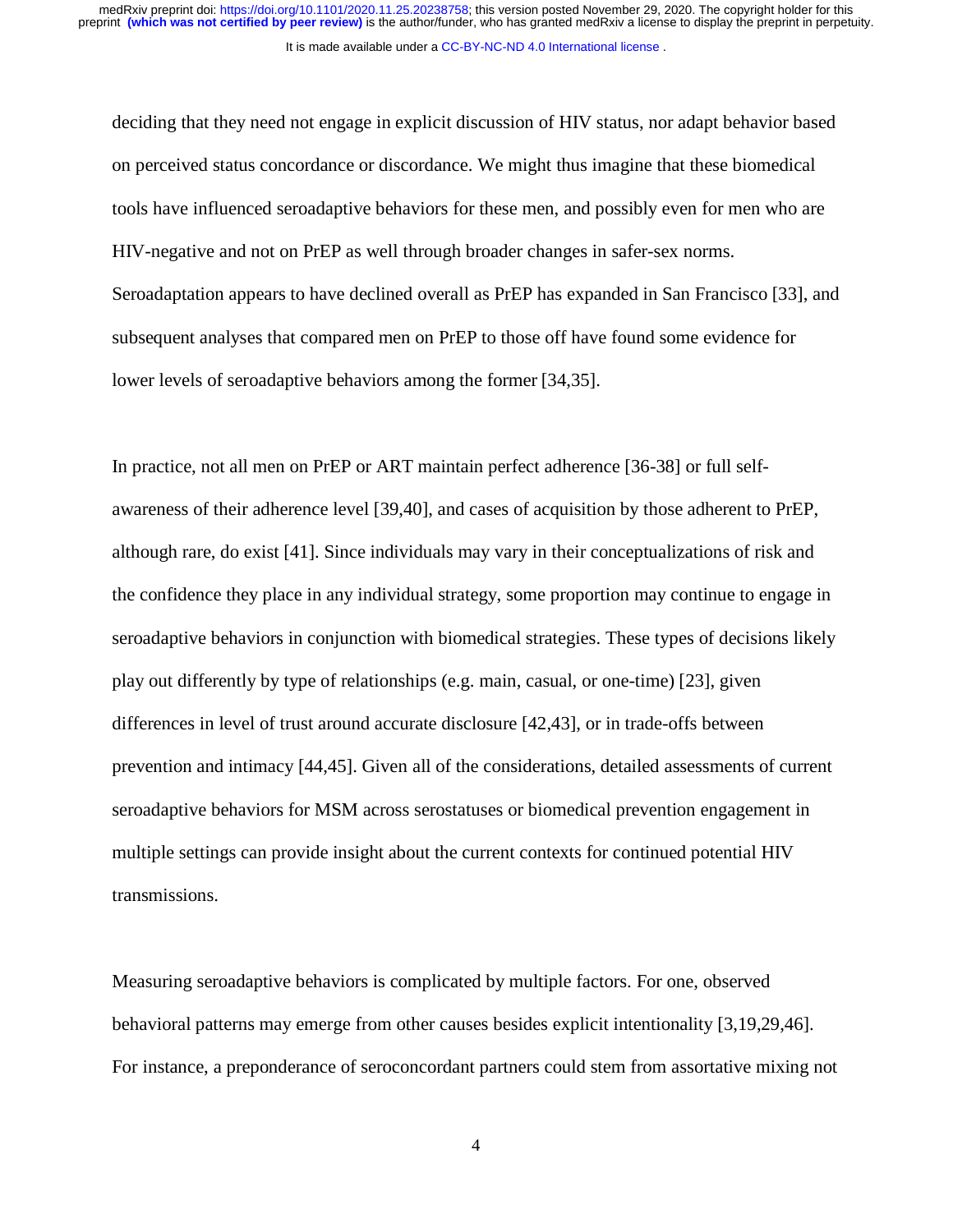deciding that they need not engage in explicit discussion of HIV status, nor adapt behavior based on perceived status concordance or discordance. We might thus imagine that these biomedical tools have influenced seroadaptive behaviors for these men, and possibly even for men who are HIV-negative and not on PrEP as well through broader changes in safer-sex norms. Seroadaptation appears to have declined overall as PrEP has expanded in San Francisco [33], and subsequent analyses that compared men on PrEP to those off have found some evidence for lower levels of seroadaptive behaviors among the former [34,35].

In practice, not all men on PrEP or ART maintain perfect adherence [36-38] or full self-awareness of their adherence level [39,40], and cases of acquisition by those adherent to PrEP, although rare, do exist [41]. Since individuals may vary in their conceptualizations of risk and the confidence they place in any individual strategy, some proportion may continue to engage in seroadaptive behaviors in conjunction with biomedical strategies. These types of decisions likely play out differently by type of relationships (e.g. main, casual, or one-time) [23], given differences in level of trust around accurate disclosure [42,43], or in trade-offs between prevention and intimacy [44,45]. Given all of the considerations, detailed assessments of current seroadaptive behaviors for MSM across serostatuses or biomedical prevention engagement in multiple settings can provide insight about the current contexts for continued potential HIV transmissions.

Measuring seroadaptive behaviors is complicated by multiple factors. For one, observed behavioral patterns may emerge from other causes besides explicit intentionality [3,19,29,46]. For instance, a preponderance of seroconcordant partners could stem from assortative mixing not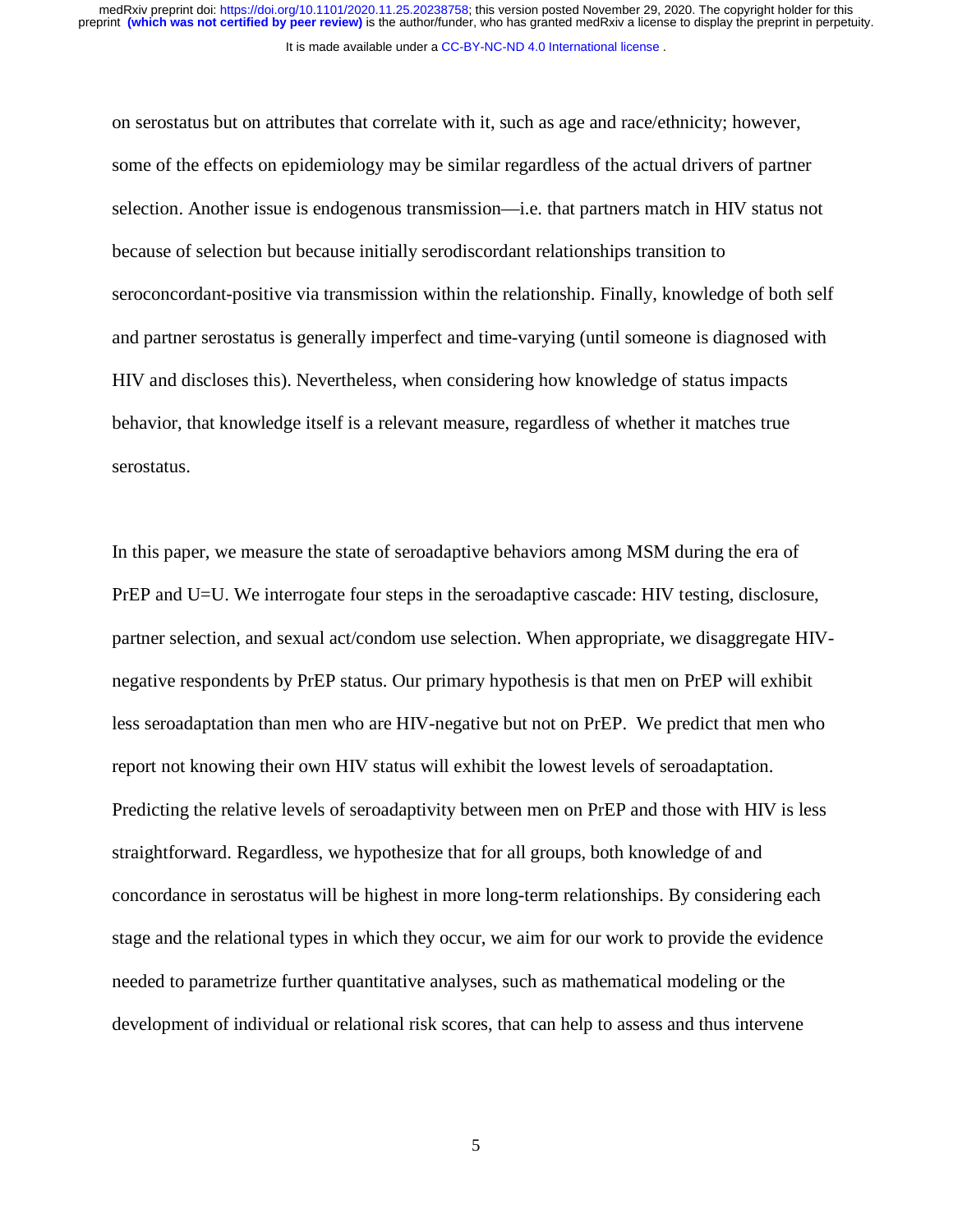on serostatus but on attributes that correlate with it, such as age and race/ethnicity; however, some of the effects on epidemiology may be similar regardless of the actual drivers of partner selection. Another issue is endogenous transmission—i.e. that partners match in HIV status not because of selection but because initially serodiscordant relationships transition to seroconcordant-positive via transmission within the relationship. Finally, knowledge of both self and partner serostatus is generally imperfect and time-varying (until someone is diagnosed with HIV and discloses this). Nevertheless, when considering how knowledge of status impacts behavior, that knowledge itself is a relevant measure, regardless of whether it matches true serostatus.

In this paper, we measure the state of seroadaptive behaviors among MSM during the era of PrEP and U=U. We interrogate four steps in the seroadaptive cascade: HIV testing, disclosure, partner selection, and sexual act/condom use selection. When appropriate, we disaggregate HIV-negative respondents by PrEP status. Our primary hypothesis is that men on PrEP will exhibit less seroadaptation than men who are HIV-negative but not on PrEP. We predict that men who report not knowing their own HIV status will exhibit the lowest levels of seroadaptation. Predicting the relative levels of seroadaptivity between men on PrEP and those with HIV is less straightforward. Regardless, we hypothesize that for all groups, both knowledge of and concordance in serostatus will be highest in more long-term relationships. By considering each stage and the relational types in which they occur, we aim for our work to provide the evidence needed to parametrize further quantitative analyses, such as mathematical modeling or the development of individual or relational risk scores, that can help to assess and thus intervene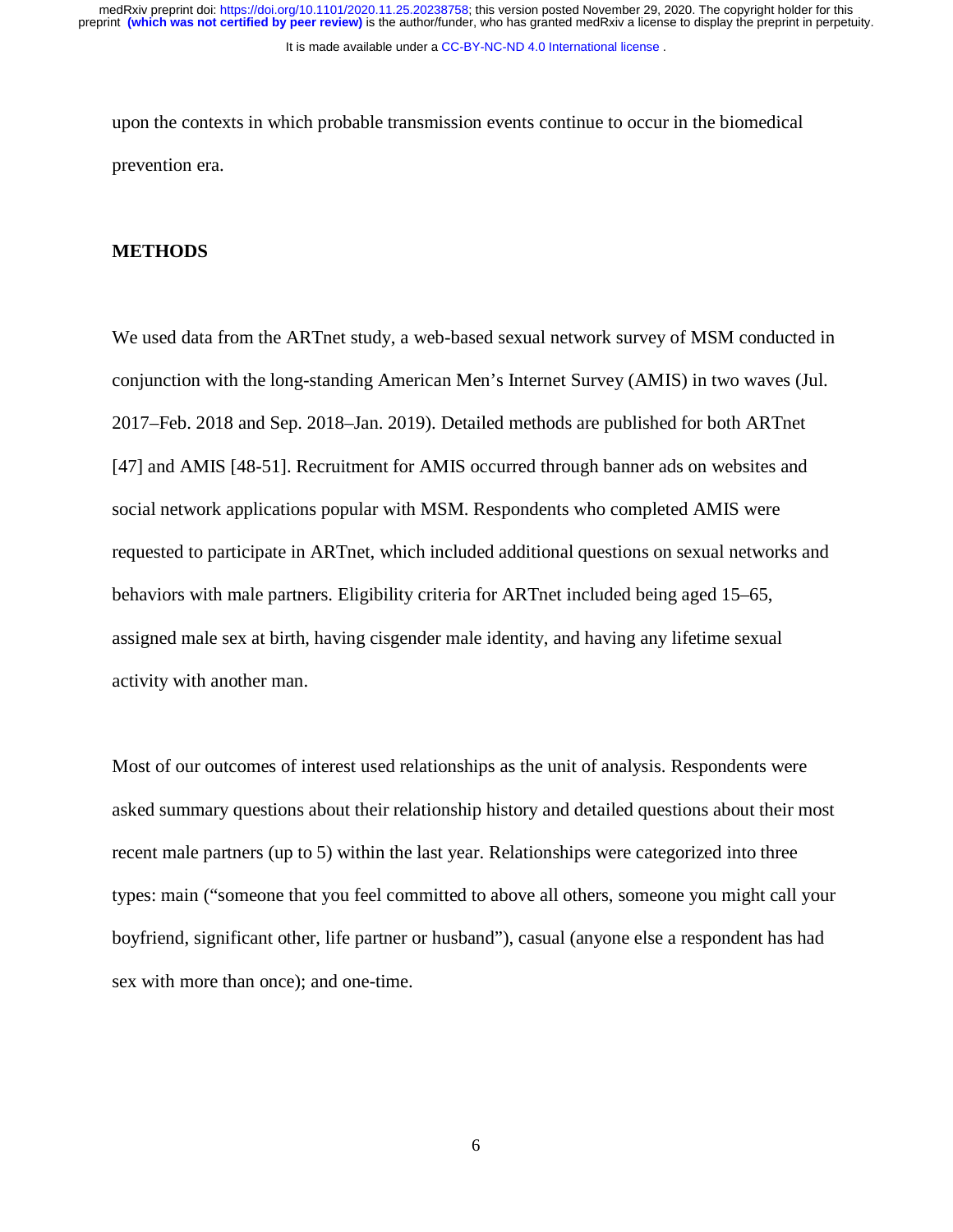upon the contexts in which probable transmission events continue to occur in the biomedical prevention era.

## METHODS

We used data from the ARTnet study, a web-based sexual network survey of MSM conducted in conjunction with the long-standing American Men's Internet Survey (AMIS) in two waves (Jul. 2017–Feb. 2018 and Sep. 2018–Jan. 2019). Detailed methods are published for both ARTnet [47] and AMIS [48-51]. Recruitment for AMIS occurred through banner ads on websites and social network applications popular with MSM. Respondents who completed AMIS were requested to participate in ARTnet, which included additional questions on sexual networks and behaviors with male partners. Eligibility criteria for ARTnet included being aged 15–65, assigned male sex at birth, having cisgender male identity, and having any lifetime sexual activity with another man.

Most of our outcomes of interest used relationships as the unit of analysis. Respondents were asked summary questions about their relationship history and detailed questions about their most recent male partners (up to 5) within the last year. Relationships were categorized into three types: main ("someone that you feel committed to above all others, someone you might call your boyfriend, significant other, life partner or husband"), casual (anyone else a respondent has had sex with more than once); and one-time.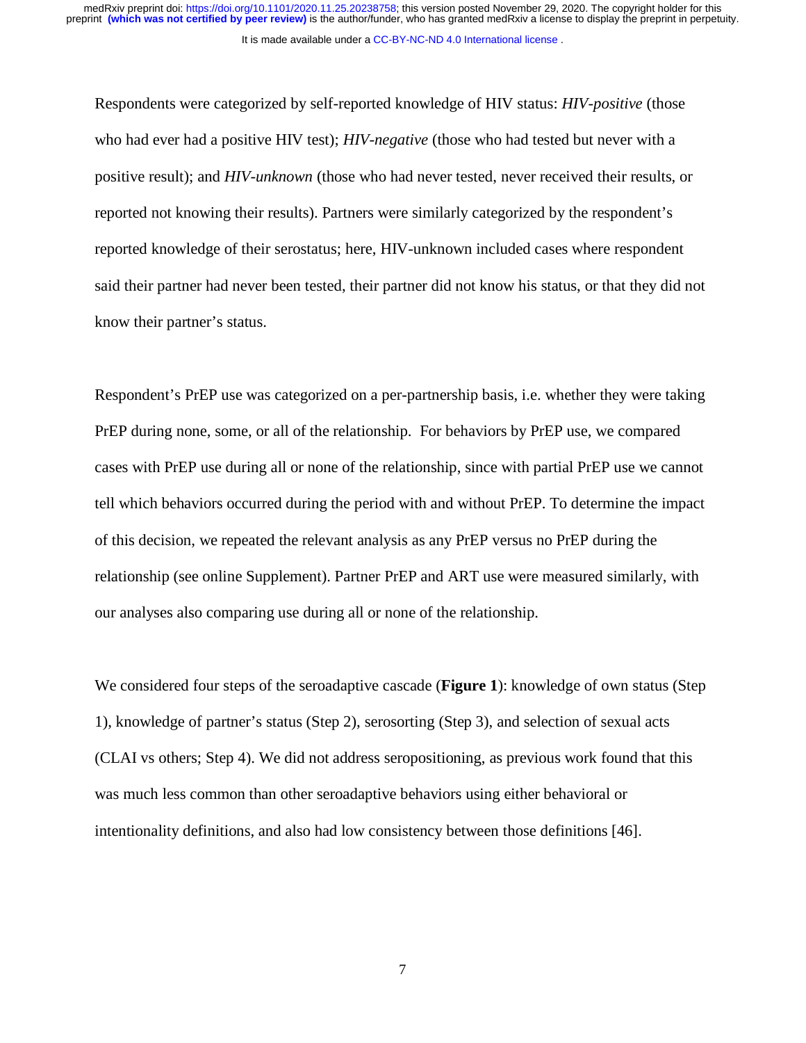Respondents were categorized by self-reported knowledge of HIV status: *HIV-positive* (those who had ever had a positive HIV test); *HIV-negative* (those who had tested but never with a positive result); and *HIV-unknown* (those who had never tested, never received their results, or reported not knowing their results). Partners were similarly categorized by the respondent's reported knowledge of their serostatus; here, HIV-unknown included cases where respondent said their partner had never been tested, their partner did not know his status, or that they did not know their partner's status.

Respondent's PrEP use was categorized on a per-partnership basis, i.e. whether they were taking PrEP during none, some, or all of the relationship. For behaviors by PrEP use, we compared cases with PrEP use during all or none of the relationship, since with partial PrEP use we cannot tell which behaviors occurred during the period with and without PrEP. To determine the impact of this decision, we repeated the relevant analysis as any PrEP versus no PrEP during the relationship (see online Supplement). Partner PrEP and ART use were measured similarly, with our analyses also comparing use during all or none of the relationship.

We considered four steps of the seroadaptive cascade (**Figure 1**): knowledge of own status (Step 1), knowledge of partner's status (Step 2), serosorting (Step 3), and selection of sexual acts (CLAI vs others; Step 4). We did not address seropositioning, as previous work found that this was much less common than other seroadaptive behaviors using either behavioral or intentionality definitions, and also had low consistency between those definitions [46].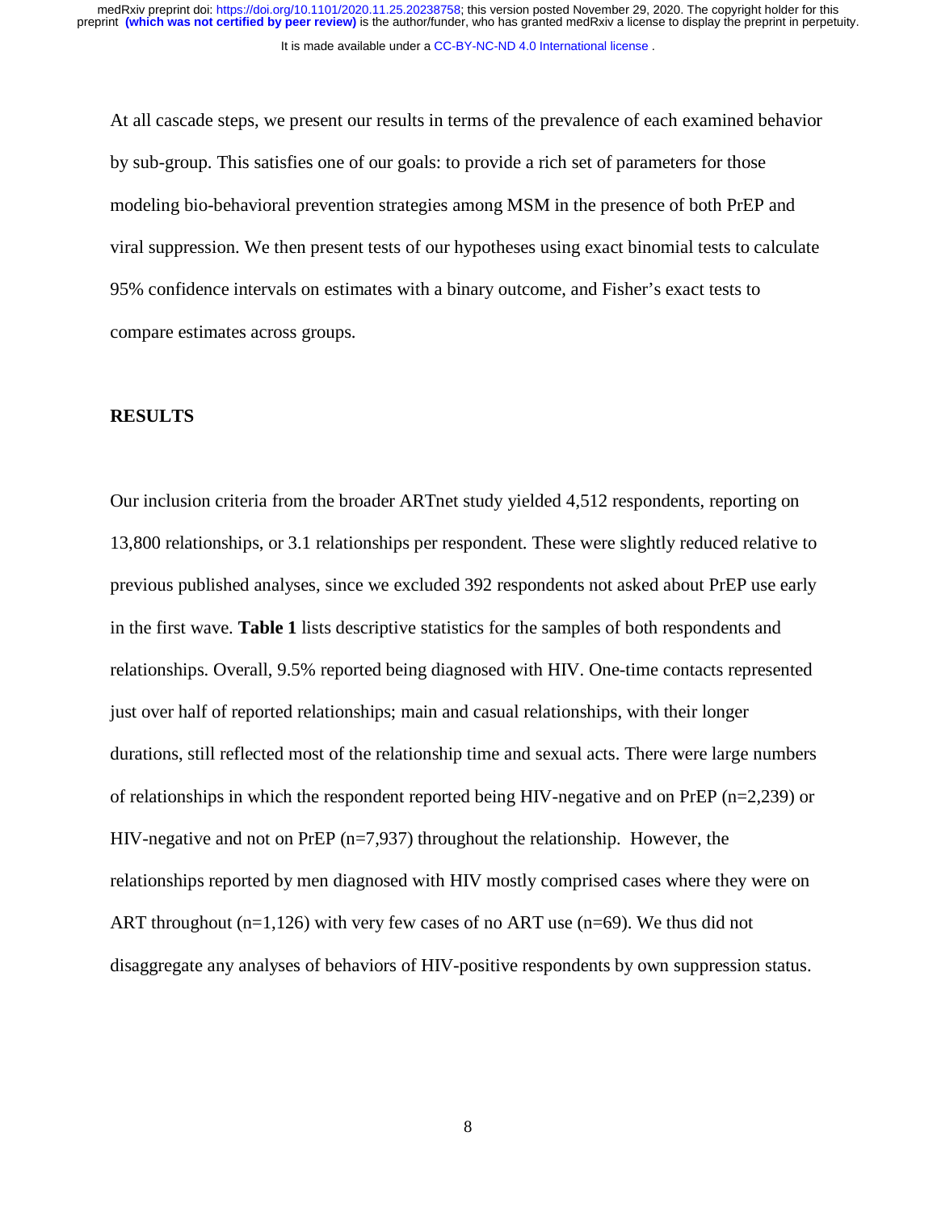At all cascade steps, we present our results in terms of the prevalence of each examined behavior by sub-group. This satisfies one of our goals: to provide a rich set of parameters for those modeling bio-behavioral prevention strategies among MSM in the presence of both PrEP and viral suppression. We then present tests of our hypotheses using exact binomial tests to calculate 95% confidence intervals on estimates with a binary outcome, and Fisher's exact tests to compare estimates across groups.

## RESULTS

Our inclusion criteria from the broader ARTnet study yielded 4,512 respondents, reporting on 13,800 relationships, or 3.1 relationships per respondent. These were slightly reduced relative to previous published analyses, since we excluded 392 respondents not asked about PrEP use early in the first wave. **Table 1** lists descriptive statistics for the samples of both respondents and relationships. Overall, 9.5% reported being diagnosed with HIV. One-time contacts represented just over half of reported relationships; main and casual relationships, with their longer durations, still reflected most of the relationship time and sexual acts. There were large numbers of relationships in which the respondent reported being HIV-negative and on PrEP (n=2,239) or HIV-negative and not on PrEP (n=7,937) throughout the relationship. However, the relationships reported by men diagnosed with HIV mostly comprised cases where they were on ART throughout (n=1,126) with very few cases of no ART use (n=69). We thus did not disaggregate any analyses of behaviors of HIV-positive respondents by own suppression status.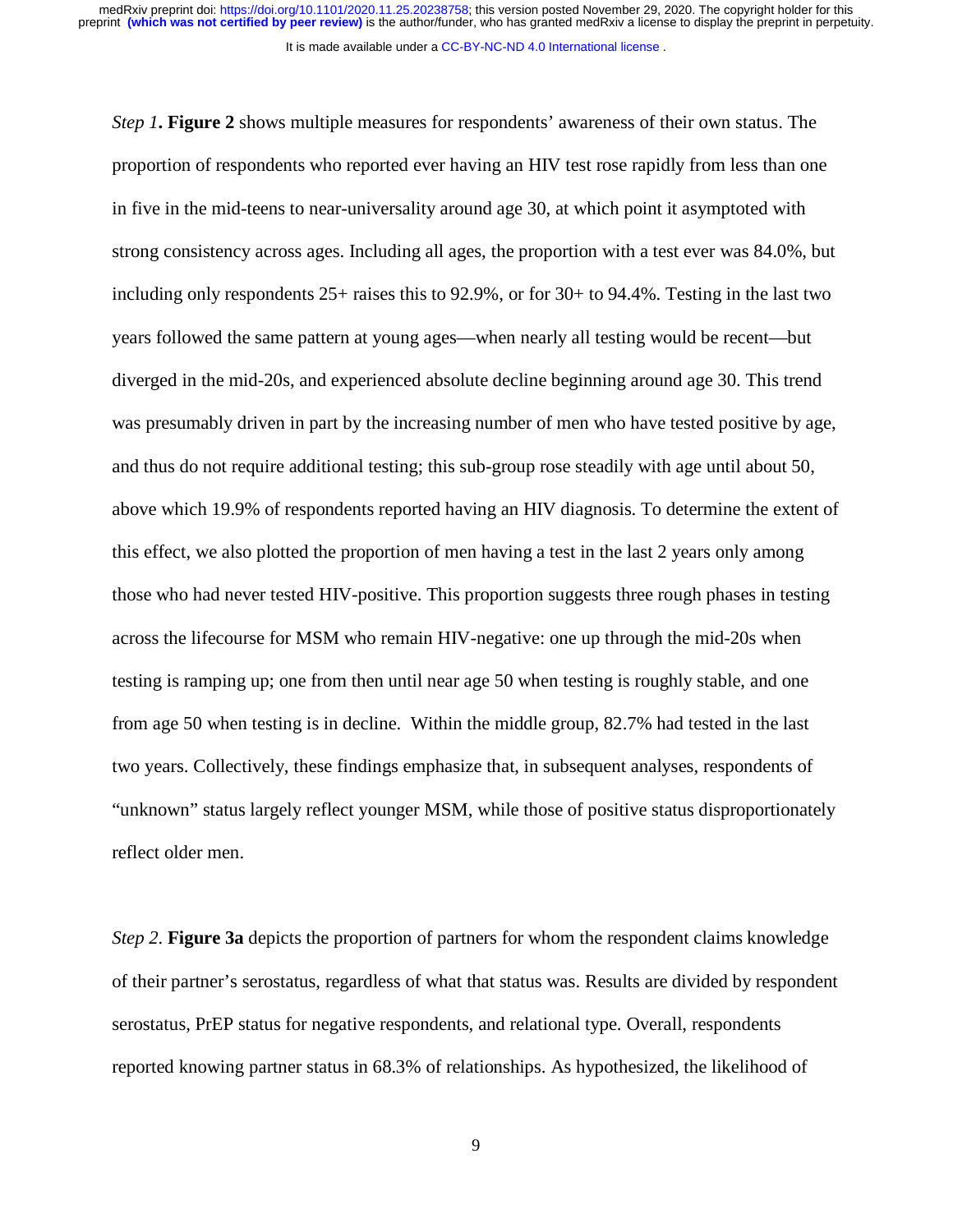*Step 1***. Figure 2** shows multiple measures for respondents' awareness of their own status. The proportion of respondents who reported ever having an HIV test rose rapidly from less than one in five in the mid-teens to near-universality around age 30, at which point it asymptoted with strong consistency across ages. Including all ages, the proportion with a test ever was 84.0%, but including only respondents 25+ raises this to 92.9%, or for 30+ to 94.4%. Testing in the last two years followed the same pattern at young ages—when nearly all testing would be recent—but diverged in the mid-20s, and experienced absolute decline beginning around age 30. This trend was presumably driven in part by the increasing number of men who have tested positive by age, and thus do not require additional testing; this sub-group rose steadily with age until about 50, above which 19.9% of respondents reported having an HIV diagnosis. To determine the extent of this effect, we also plotted the proportion of men having a test in the last 2 years only among those who had never tested HIV-positive. This proportion suggests three rough phases in testing across the lifecourse for MSM who remain HIV-negative: one up through the mid-20s when testing is ramping up; one from then until near age 50 when testing is roughly stable, and one from age 50 when testing is in decline. Within the middle group, 82.7% had tested in the last two years. Collectively, these findings emphasize that, in subsequent analyses, respondents of "unknown" status largely reflect younger MSM, while those of positive status disproportionately reflect older men.

*Step 2.* **Figure 3a** depicts the proportion of partners for whom the respondent claims knowledge of their partner's serostatus, regardless of what that status was. Results are divided by respondent serostatus, PrEP status for negative respondents, and relational type. Overall, respondents reported knowing partner status in 68.3% of relationships. As hypothesized, the likelihood of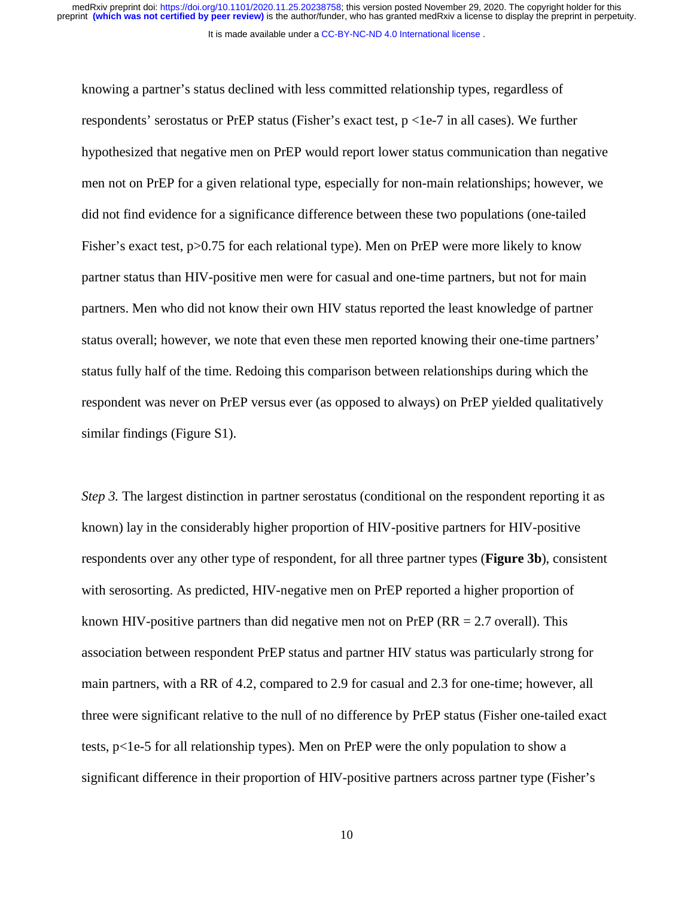knowing a partner's status declined with less committed relationship types, regardless of respondents' serostatus or PrEP status (Fisher's exact test, $p < 1e\text{-}7$ in all cases). We further hypothesized that negative men on PrEP would report lower status communication than negative men not on PrEP for a given relational type, especially for non-main relationships; however, we did not find evidence for a significance difference between these two populations (one-tailed Fisher's exact test, $p > 0.75$ for each relational type). Men on PrEP were more likely to know partner status than HIV-positive men were for casual and one-time partners, but not for main partners. Men who did not know their own HIV status reported the least knowledge of partner status overall; however, we note that even these men reported knowing their one-time partners' status fully half of the time. Redoing this comparison between relationships during which the respondent was never on PrEP versus ever (as opposed to always) on PrEP yielded qualitatively similar findings (Figure S1).

*Step 3.* The largest distinction in partner serostatus (conditional on the respondent reporting it as known) lay in the considerably higher proportion of HIV-positive partners for HIV-positive respondents over any other type of respondent, for all three partner types (**Figure 3b**), consistent with serosorting. As predicted, HIV-negative men on PrEP reported a higher proportion of known HIV-positive partners than did negative men not on PrEP (RR = 2.7 overall). This association between respondent PrEP status and partner HIV status was particularly strong for main partners, with a RR of 4.2, compared to 2.9 for casual and 2.3 for one-time; however, all three were significant relative to the null of no difference by PrEP status (Fisher one-tailed exact tests, $p < 1e\text{-}5$ for all relationship types). Men on PrEP were the only population to show a significant difference in their proportion of HIV-positive partners across partner type (Fisher's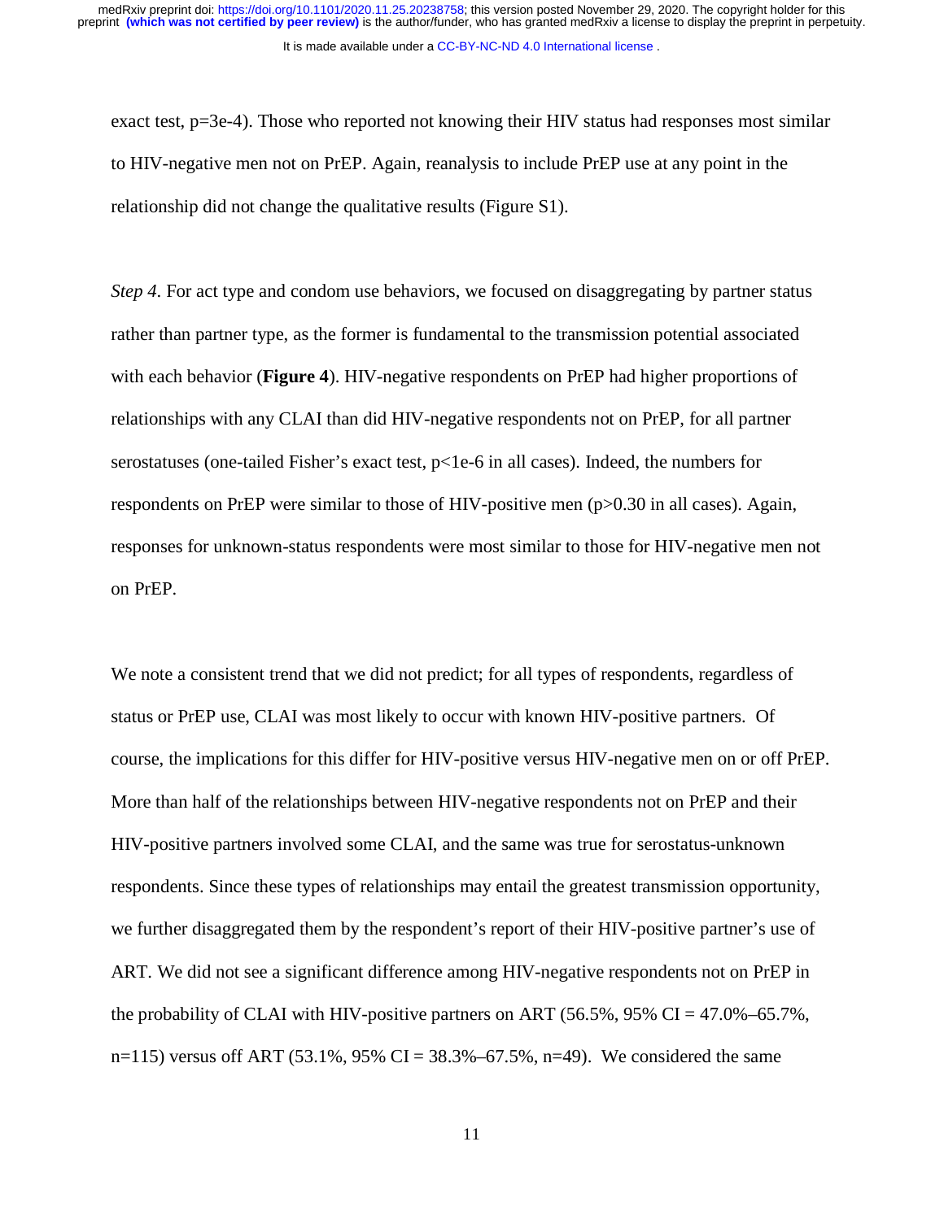exact test, $p=3e-4$). Those who reported not knowing their HIV status had responses most similar to HIV-negative men not on PrEP. Again, reanalysis to include PrEP use at any point in the relationship did not change the qualitative results (Figure S1).

*Step 4*. For act type and condom use behaviors, we focused on disaggregating by partner status rather than partner type, as the former is fundamental to the transmission potential associated with each behavior (**Figure 4**). HIV-negative respondents on PrEP had higher proportions of relationships with any CLAI than did HIV-negative respondents not on PrEP, for all partner serostatuses (one-tailed Fisher's exact test, $p<1e-6$ in all cases). Indeed, the numbers for respondents on PrEP were similar to those of HIV-positive men ($p>0.30$ in all cases). Again, responses for unknown-status respondents were most similar to those for HIV-negative men not on PrEP.

We note a consistent trend that we did not predict; for all types of respondents, regardless of status or PrEP use, CLAI was most likely to occur with known HIV-positive partners. Of course, the implications for this differ for HIV-positive versus HIV-negative men on or off PrEP. More than half of the relationships between HIV-negative respondents not on PrEP and their HIV-positive partners involved some CLAI, and the same was true for serostatus-unknown respondents. Since these types of relationships may entail the greatest transmission opportunity, we further disaggregated them by the respondent's report of their HIV-positive partner's use of ART. We did not see a significant difference among HIV-negative respondents not on PrEP in the probability of CLAI with HIV-positive partners on ART (56.5%, 95% CI = 47.0%–65.7%, n=115) versus off ART (53.1%, 95% CI = 38.3%–67.5%, n=49). We considered the same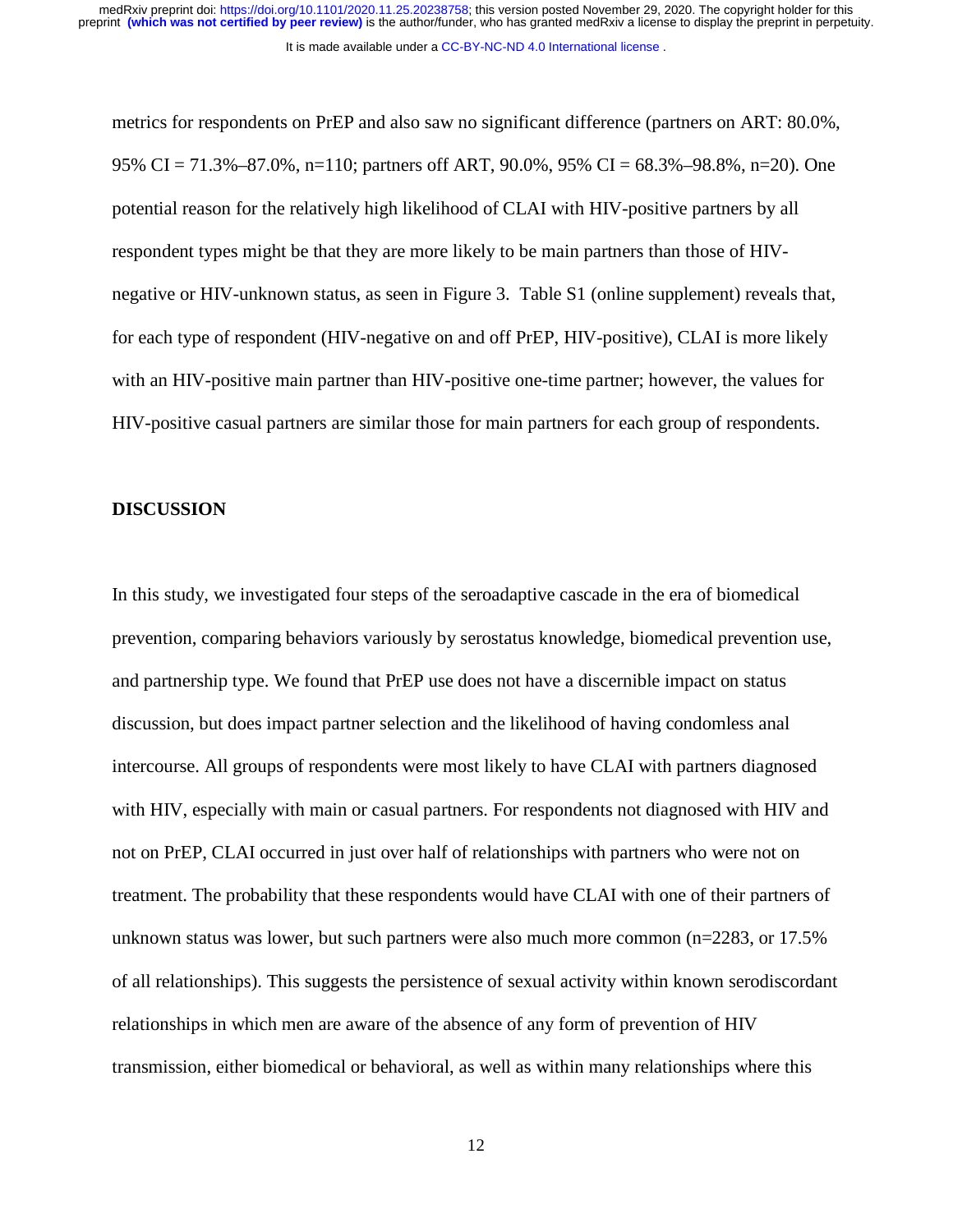metrics for respondents on PrEP and also saw no significant difference (partners on ART: 80.0%, 95% CI = 71.3%–87.0%, n=110; partners off ART, 90.0%, 95% CI = 68.3%–98.8%, n=20). One potential reason for the relatively high likelihood of CLAI with HIV-positive partners by all respondent types might be that they are more likely to be main partners than those of HIV-negative or HIV-unknown status, as seen in Figure 3. Table S1 (online supplement) reveals that, for each type of respondent (HIV-negative on and off PrEP, HIV-positive), CLAI is more likely with an HIV-positive main partner than HIV-positive one-time partner; however, the values for HIV-positive casual partners are similar those for main partners for each group of respondents.

## DISCUSSION

In this study, we investigated four steps of the seroadaptive cascade in the era of biomedical prevention, comparing behaviors variously by serostatus knowledge, biomedical prevention use, and partnership type. We found that PrEP use does not have a discernible impact on status discussion, but does impact partner selection and the likelihood of having condomless anal intercourse. All groups of respondents were most likely to have CLAI with partners diagnosed with HIV, especially with main or casual partners. For respondents not diagnosed with HIV and not on PrEP, CLAI occurred in just over half of relationships with partners who were not on treatment. The probability that these respondents would have CLAI with one of their partners of unknown status was lower, but such partners were also much more common (n=2283, or 17.5% of all relationships). This suggests the persistence of sexual activity within known serodiscordant relationships in which men are aware of the absence of any form of prevention of HIV transmission, either biomedical or behavioral, as well as within many relationships where this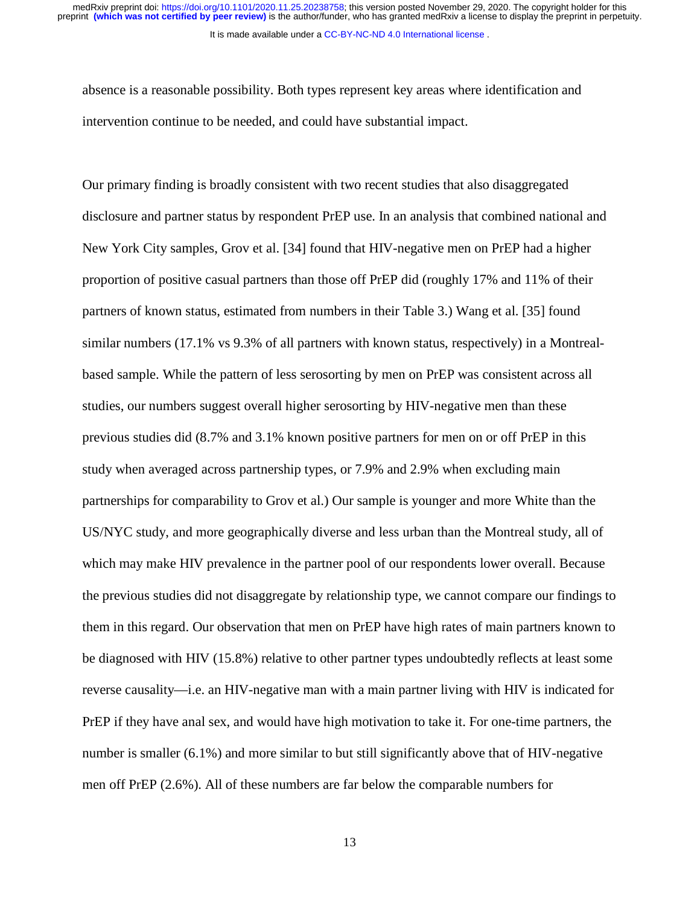absence is a reasonable possibility. Both types represent key areas where identification and intervention continue to be needed, and could have substantial impact.

Our primary finding is broadly consistent with two recent studies that also disaggregated disclosure and partner status by respondent PrEP use. In an analysis that combined national and New York City samples, Grov et al. [34] found that HIV-negative men on PrEP had a higher proportion of positive casual partners than those off PrEP did (roughly 17% and 11% of their partners of known status, estimated from numbers in their Table 3.) Wang et al. [35] found similar numbers (17.1% vs 9.3% of all partners with known status, respectively) in a Montreal-based sample. While the pattern of less serosorting by men on PrEP was consistent across all studies, our numbers suggest overall higher serosorting by HIV-negative men than these previous studies did (8.7% and 3.1% known positive partners for men on or off PrEP in this study when averaged across partnership types, or 7.9% and 2.9% when excluding main partnerships for comparability to Grov et al.) Our sample is younger and more White than the US/NYC study, and more geographically diverse and less urban than the Montreal study, all of which may make HIV prevalence in the partner pool of our respondents lower overall. Because the previous studies did not disaggregate by relationship type, we cannot compare our findings to them in this regard. Our observation that men on PrEP have high rates of main partners known to be diagnosed with HIV (15.8%) relative to other partner types undoubtedly reflects at least some reverse causality—i.e. an HIV-negative man with a main partner living with HIV is indicated for PrEP if they have anal sex, and would have high motivation to take it. For one-time partners, the number is smaller (6.1%) and more similar to but still significantly above that of HIV-negative men off PrEP (2.6%). All of these numbers are far below the comparable numbers for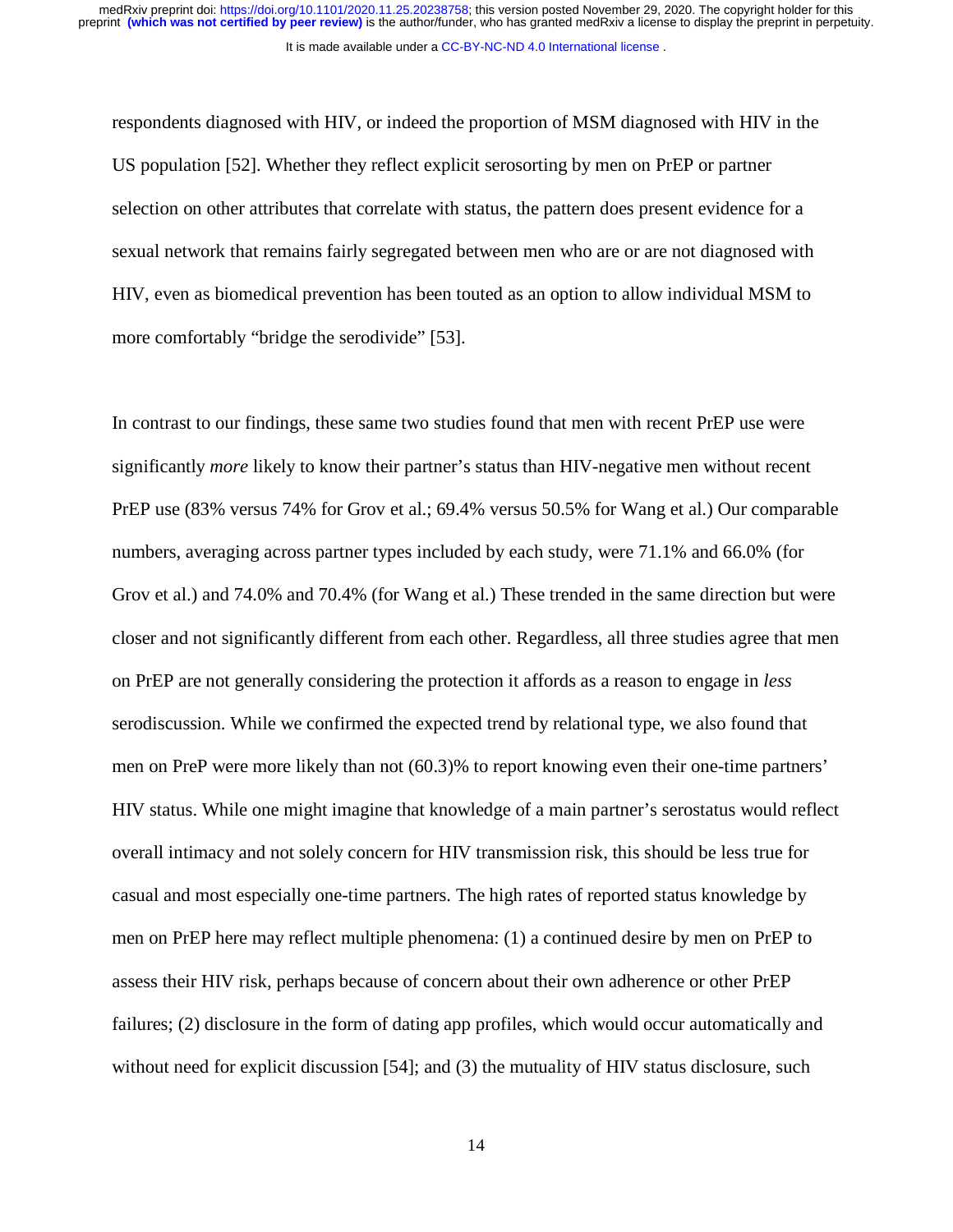respondents diagnosed with HIV, or indeed the proportion of MSM diagnosed with HIV in the US population [52]. Whether they reflect explicit serosorting by men on PrEP or partner selection on other attributes that correlate with status, the pattern does present evidence for a sexual network that remains fairly segregated between men who are or are not diagnosed with HIV, even as biomedical prevention has been touted as an option to allow individual MSM to more comfortably "bridge the serodivide" [53].

In contrast to our findings, these same two studies found that men with recent PrEP use were significantly *more* likely to know their partner's status than HIV-negative men without recent PrEP use (83% versus 74% for Grov et al.; 69.4% versus 50.5% for Wang et al.) Our comparable numbers, averaging across partner types included by each study, were 71.1% and 66.0% (for Grov et al.) and 74.0% and 70.4% (for Wang et al.) These trended in the same direction but were closer and not significantly different from each other. Regardless, all three studies agree that men on PrEP are not generally considering the protection it affords as a reason to engage in *less* serodiscussion. While we confirmed the expected trend by relational type, we also found that men on PreP were more likely than not (60.3)% to report knowing even their one-time partners' HIV status. While one might imagine that knowledge of a main partner's serostatus would reflect overall intimacy and not solely concern for HIV transmission risk, this should be less true for casual and most especially one-time partners. The high rates of reported status knowledge by men on PrEP here may reflect multiple phenomena: (1) a continued desire by men on PrEP to assess their HIV risk, perhaps because of concern about their own adherence or other PrEP failures; (2) disclosure in the form of dating app profiles, which would occur automatically and without need for explicit discussion [54]; and (3) the mutuality of HIV status disclosure, such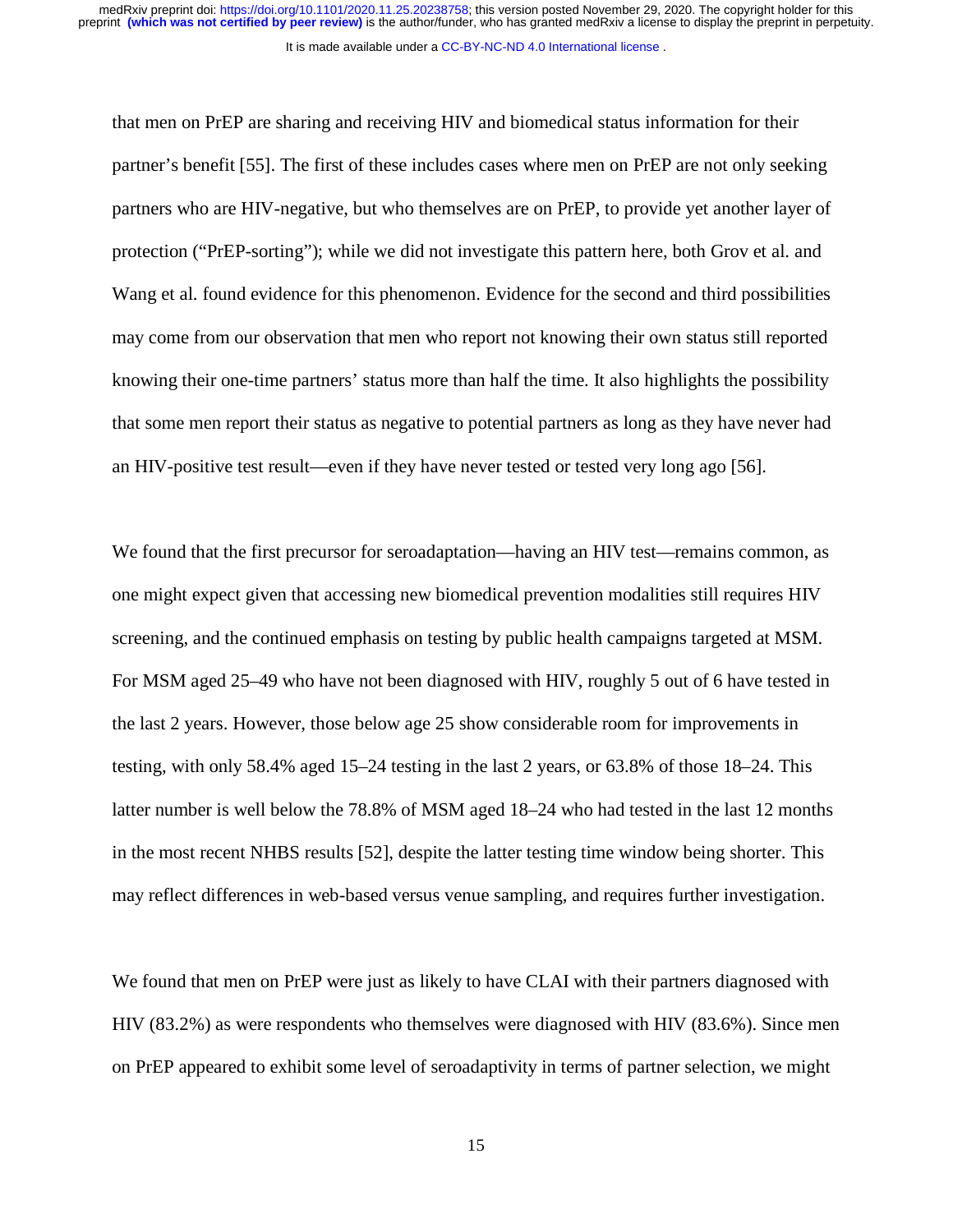that men on PrEP are sharing and receiving HIV and biomedical status information for their partner's benefit [55]. The first of these includes cases where men on PrEP are not only seeking partners who are HIV-negative, but who themselves are on PrEP, to provide yet another layer of protection ("PrEP-sorting"); while we did not investigate this pattern here, both Grov et al. and Wang et al. found evidence for this phenomenon. Evidence for the second and third possibilities may come from our observation that men who report not knowing their own status still reported knowing their one-time partners' status more than half the time. It also highlights the possibility that some men report their status as negative to potential partners as long as they have never had an HIV-positive test result—even if they have never tested or tested very long ago [56].

We found that the first precursor for seroadaptation—having an HIV test—remains common, as one might expect given that accessing new biomedical prevention modalities still requires HIV screening, and the continued emphasis on testing by public health campaigns targeted at MSM. For MSM aged 25–49 who have not been diagnosed with HIV, roughly 5 out of 6 have tested in the last 2 years. However, those below age 25 show considerable room for improvements in testing, with only 58.4% aged 15–24 testing in the last 2 years, or 63.8% of those 18–24. This latter number is well below the 78.8% of MSM aged 18–24 who had tested in the last 12 months in the most recent NHBS results [52], despite the latter testing time window being shorter. This may reflect differences in web-based versus venue sampling, and requires further investigation.

We found that men on PrEP were just as likely to have CLAI with their partners diagnosed with HIV (83.2%) as were respondents who themselves were diagnosed with HIV (83.6%). Since men on PrEP appeared to exhibit some level of seroadaptivity in terms of partner selection, we might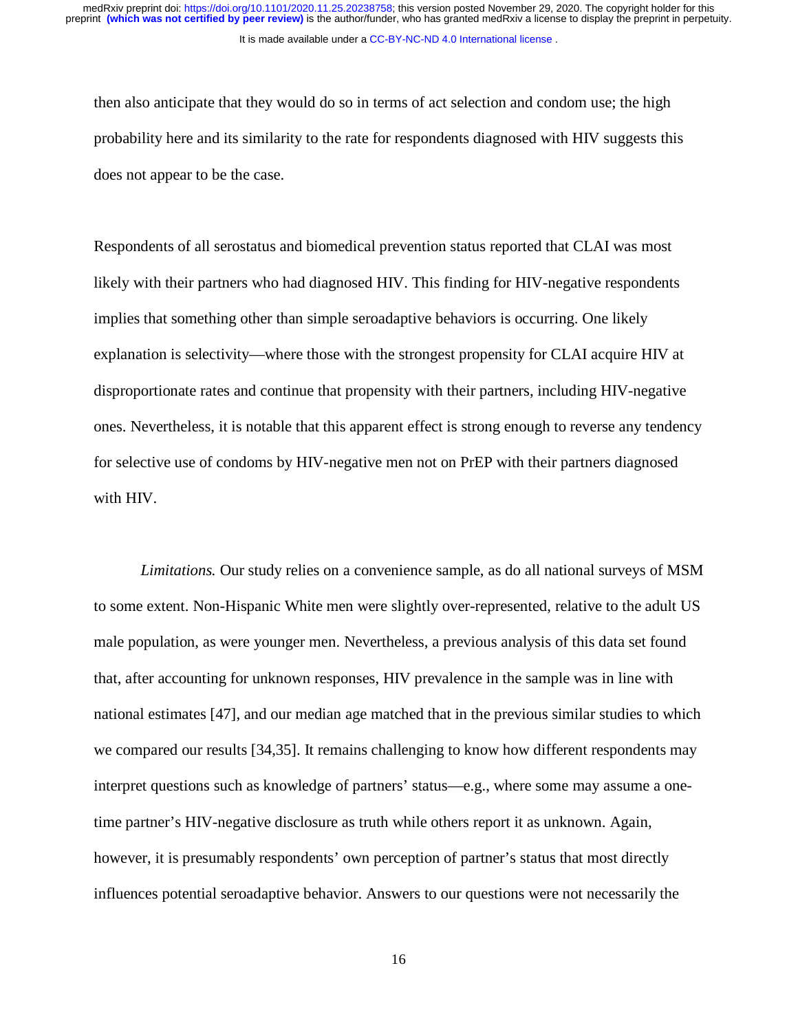then also anticipate that they would do so in terms of act selection and condom use; the high probability here and its similarity to the rate for respondents diagnosed with HIV suggests this does not appear to be the case.

Respondents of all serostatus and biomedical prevention status reported that CLAI was most likely with their partners who had diagnosed HIV. This finding for HIV-negative respondents implies that something other than simple seroadaptive behaviors is occurring. One likely explanation is selectivity—where those with the strongest propensity for CLAI acquire HIV at disproportionate rates and continue that propensity with their partners, including HIV-negative ones. Nevertheless, it is notable that this apparent effect is strong enough to reverse any tendency for selective use of condoms by HIV-negative men not on PrEP with their partners diagnosed with HIV.

*Limitations.* Our study relies on a convenience sample, as do all national surveys of MSM to some extent. Non-Hispanic White men were slightly over-represented, relative to the adult US male population, as were younger men. Nevertheless, a previous analysis of this data set found that, after accounting for unknown responses, HIV prevalence in the sample was in line with national estimates [47], and our median age matched that in the previous similar studies to which we compared our results [34,35]. It remains challenging to know how different respondents may interpret questions such as knowledge of partners' status—e.g., where some may assume a one-time partner's HIV-negative disclosure as truth while others report it as unknown. Again, however, it is presumably respondents' own perception of partner's status that most directly influences potential seroadaptive behavior. Answers to our questions were not necessarily the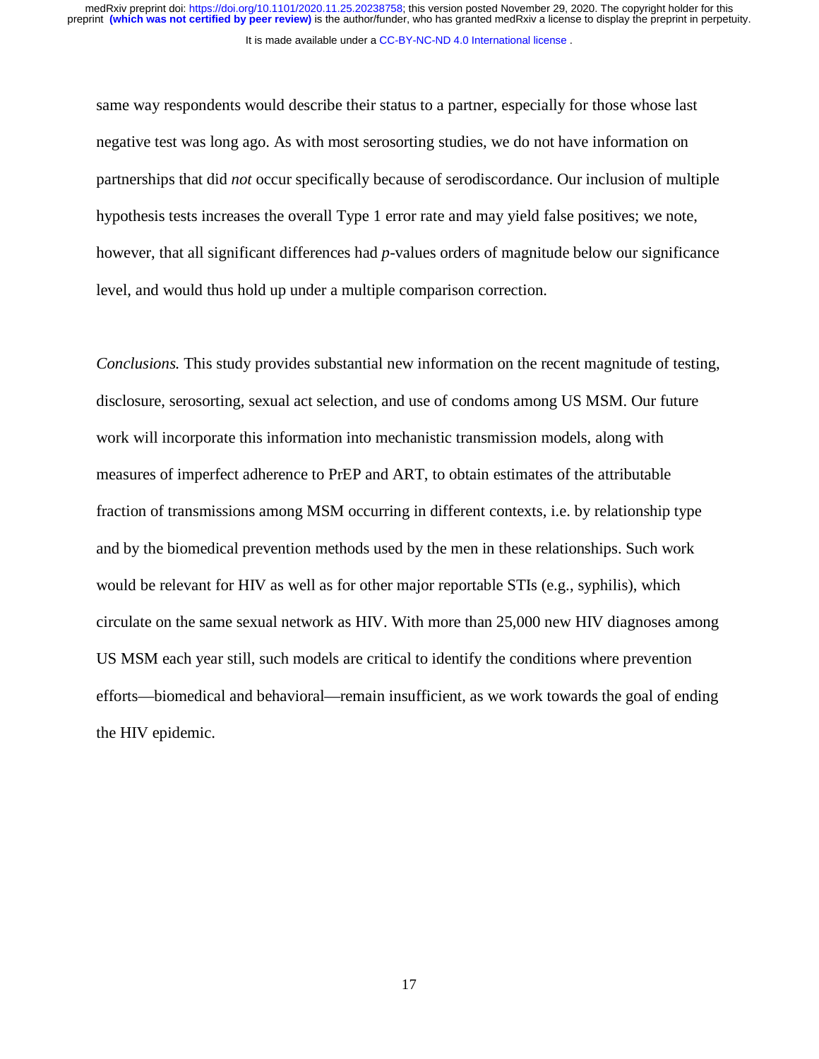same way respondents would describe their status to a partner, especially for those whose last negative test was long ago. As with most serosorting studies, we do not have information on partnerships that did *not* occur specifically because of serodiscordance. Our inclusion of multiple hypothesis tests increases the overall Type 1 error rate and may yield false positives; we note, however, that all significant differences had *p*-values orders of magnitude below our significance level, and would thus hold up under a multiple comparison correction.

*Conclusions.* This study provides substantial new information on the recent magnitude of testing, disclosure, serosorting, sexual act selection, and use of condoms among US MSM. Our future work will incorporate this information into mechanistic transmission models, along with measures of imperfect adherence to PrEP and ART, to obtain estimates of the attributable fraction of transmissions among MSM occurring in different contexts, i.e. by relationship type and by the biomedical prevention methods used by the men in these relationships. Such work would be relevant for HIV as well as for other major reportable STIs (e.g., syphilis), which circulate on the same sexual network as HIV. With more than 25,000 new HIV diagnoses among US MSM each year still, such models are critical to identify the conditions where prevention efforts—biomedical and behavioral—remain insufficient, as we work towards the goal of ending the HIV epidemic.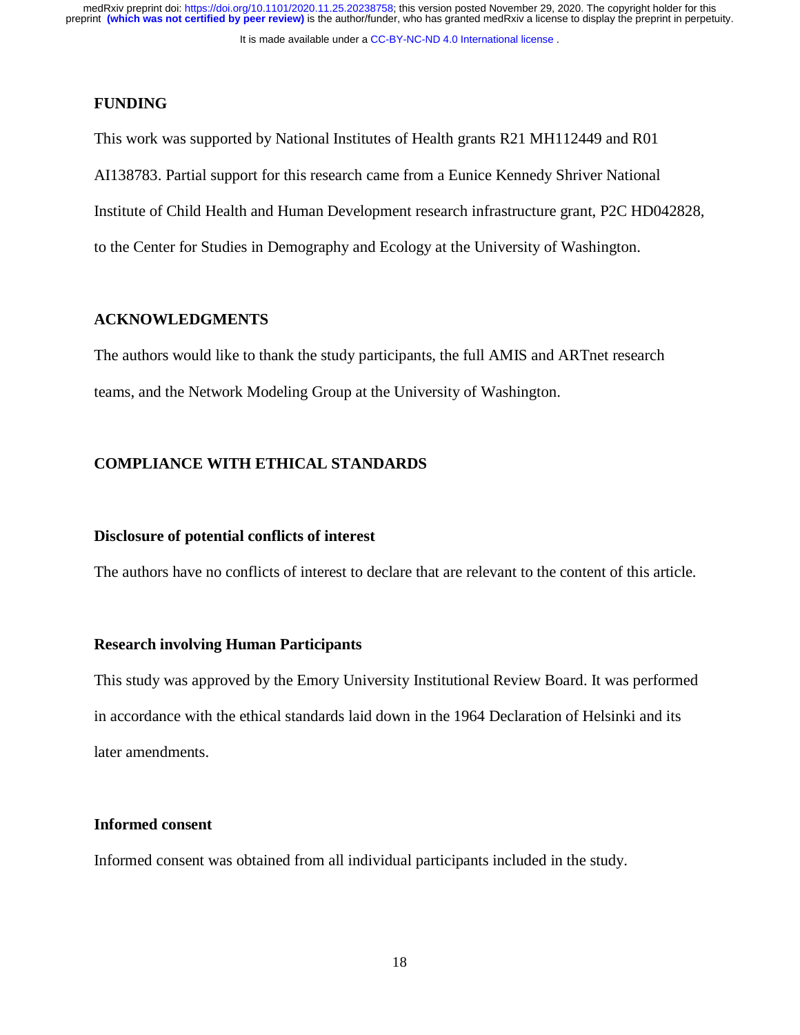## FUNDING

This work was supported by National Institutes of Health grants R21 MH112449 and R01 AI138783. Partial support for this research came from a Eunice Kennedy Shriver National Institute of Child Health and Human Development research infrastructure grant, P2C HD042828, to the Center for Studies in Demography and Ecology at the University of Washington.

## ACKNOWLEDGMENTS

The authors would like to thank the study participants, the full AMIS and ARTnet research teams, and the Network Modeling Group at the University of Washington.

## COMPLIANCE WITH ETHICAL STANDARDS

### Disclosure of potential conflicts of interest

The authors have no conflicts of interest to declare that are relevant to the content of this article.

### Research involving Human Participants

This study was approved by the Emory University Institutional Review Board. It was performed in accordance with the ethical standards laid down in the 1964 Declaration of Helsinki and its later amendments.

### Informed consent

Informed consent was obtained from all individual participants included in the study.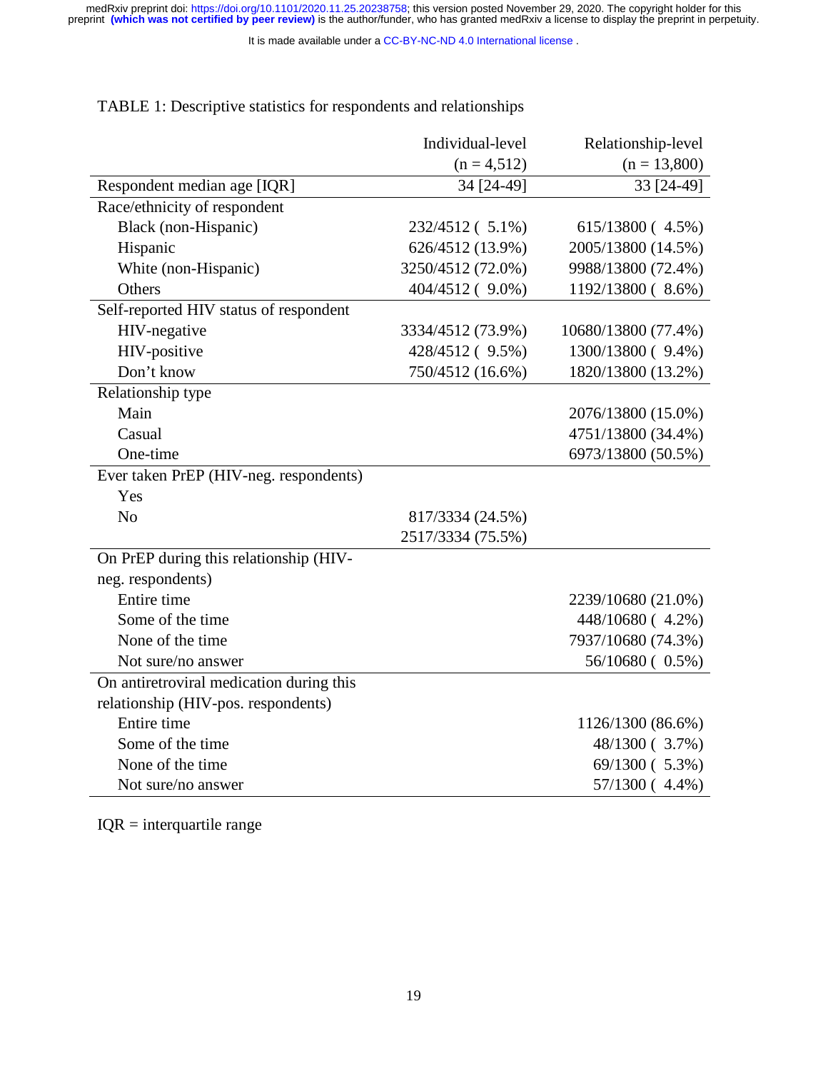TABLE 1: Descriptive statistics for respondents and relationships

| | Individual-level (n = 4,512) | Relationship-level (n = 13,800) |
|---|---|---|
| Respondent median age [IQR] | 34 [24-49] | 33 [24-49] |
| **Race/ethnicity of respondent** | | |
| Black (non-Hispanic) | 232/4512 ( 5.1%) | 615/13800 ( 4.5%) |
| Hispanic | 626/4512 (13.9%) | 2005/13800 (14.5%) |
| White (non-Hispanic) | 3250/4512 (72.0%) | 9988/13800 (72.4%) |
| Others | 404/4512 ( 9.0%) | 1192/13800 ( 8.6%) |
| **Self-reported HIV status of respondent** | | |
| HIV-negative | 3334/4512 (73.9%) | 10680/13800 (77.4%) |
| HIV-positive | 428/4512 ( 9.5%) | 1300/13800 ( 9.4%) |
| Don't know | 750/4512 (16.6%) | 1820/13800 (13.2%) |
| **Relationship type** | | |
| Main | | 2076/13800 (15.0%) |
| Casual | | 4751/13800 (34.4%) |
| One-time | | 6973/13800 (50.5%) |
| **Ever taken PrEP (HIV-neg. respondents)** | | |
| Yes | 817/3334 (24.5%) | |
| No | 2517/3334 (75.5%) | |
| **On PrEP during this relationship (HIV-neg. respondents)** | | |
| Entire time | | 2239/10680 (21.0%) |
| Some of the time | | 448/10680 ( 4.2%) |
| None of the time | | 7937/10680 (74.3%) |
| Not sure/no answer | | 56/10680 ( 0.5%) |
| **On antiretroviral medication during this relationship (HIV-pos. respondents)** | | |
| Entire time | | 1126/1300 (86.6%) |
| Some of the time | | 48/1300 ( 3.7%) |
| None of the time | | 69/1300 ( 5.3%) |
| Not sure/no answer | | 57/1300 ( 4.4%) |

IQR = interquartile range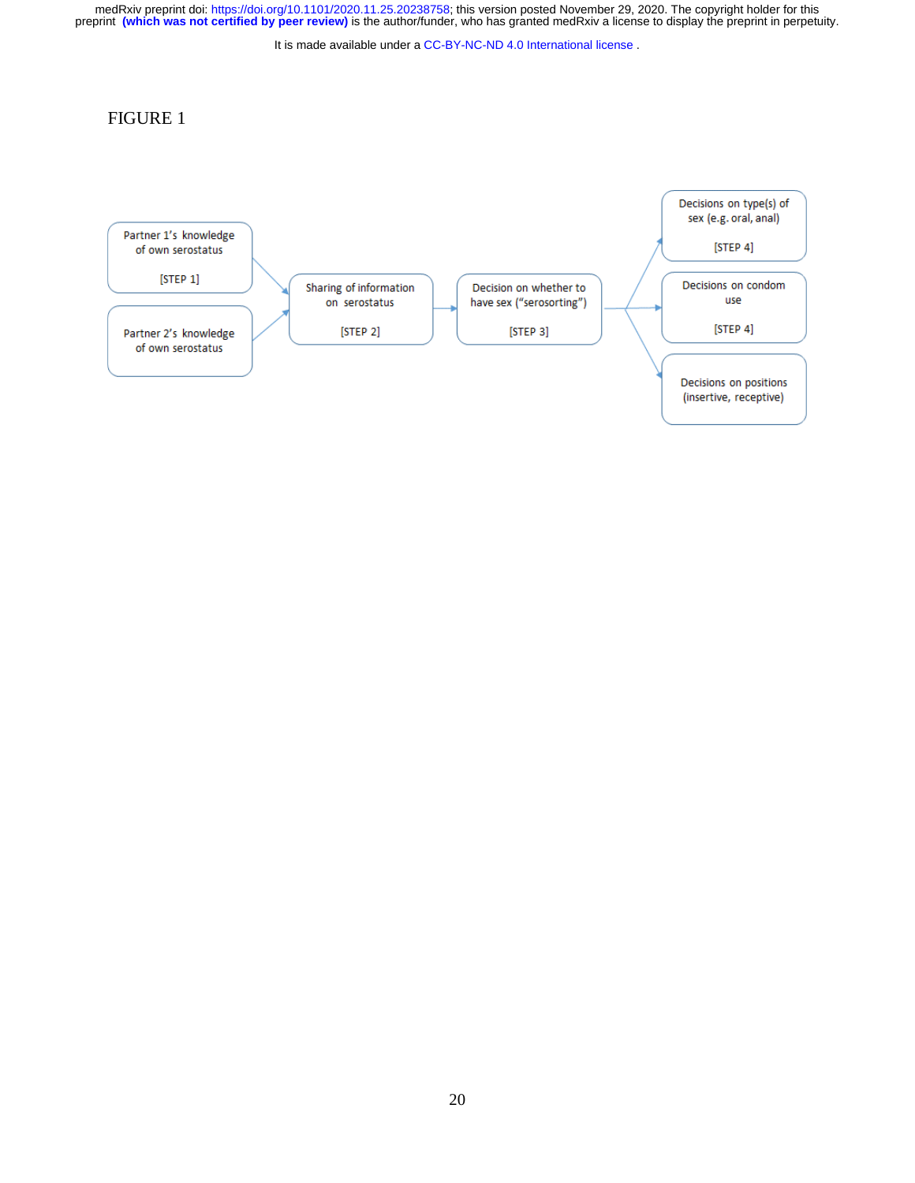FIGURE 1

Partner 1's knowledge of own serostatus

[STEP 1]

Partner 2's knowledge of own serostatus

Sharing of information on serostatus

[STEP 2]

Decision on whether to have sex ("serosorting")

[STEP 3]

Decisions on type(s) of sex (e.g. oral, anal)

[STEP 4]

Decisions on condom use

[STEP 4]

Decisions on positions (insertive, receptive)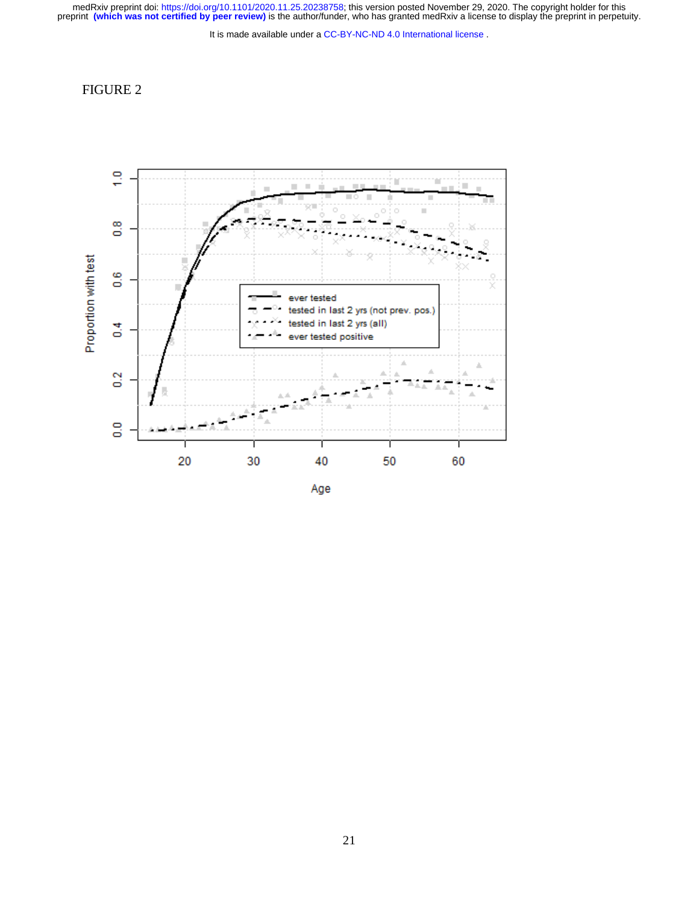FIGURE 2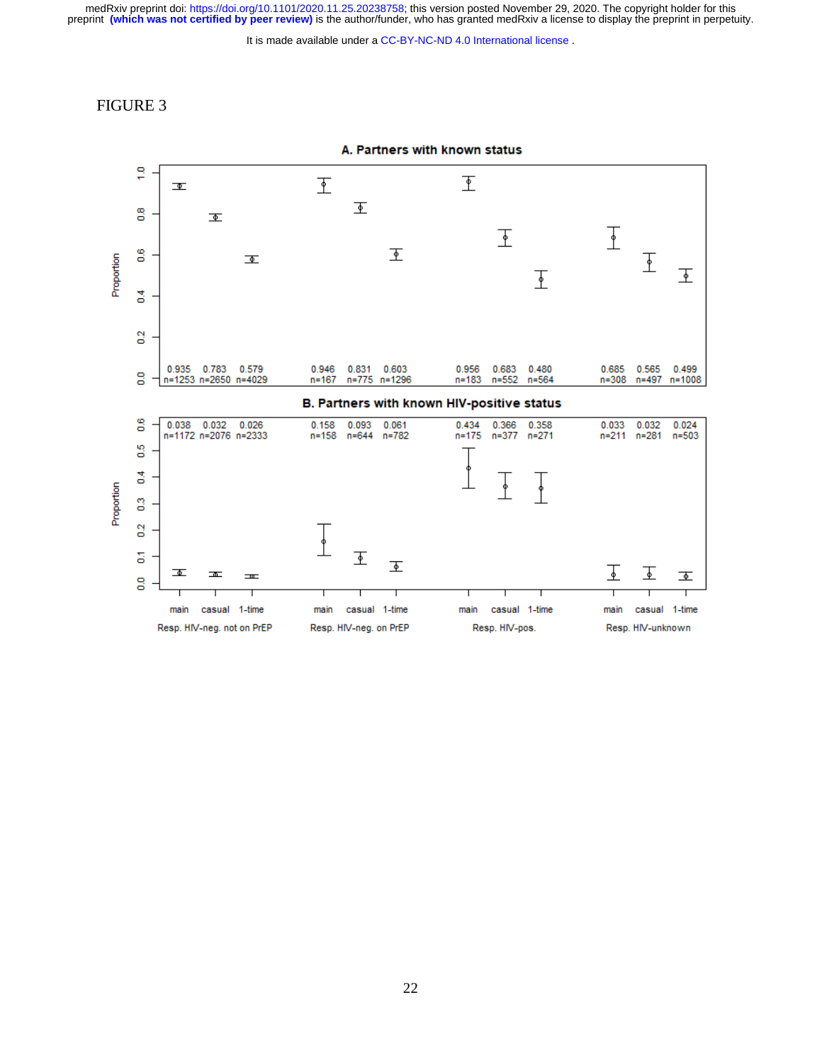FIGURE 3

**A. Partners with known status**

| | main | casual | 1-time |
|---|---|---|---|
| Resp. HIV-neg. not on PrEP | 0.935 (n=1253) | 0.783 (n=2650) | 0.579 (n=4029) |
| Resp. HIV-neg. on PrEP | 0.946 (n=167) | 0.831 (n=775) | 0.603 (n=1296) |
| Resp. HIV-pos. | 0.956 (n=183) | 0.683 (n=552) | 0.480 (n=564) |
| Resp. HIV-unknown | 0.685 (n=308) | 0.565 (n=497) | 0.499 (n=1008) |

**B. Partners with known HIV-positive status**

| | main | casual | 1-time |
|---|---|---|---|
| Resp. HIV-neg. not on PrEP | 0.038 (n=1172) | 0.032 (n=2076) | 0.026 (n=2333) |
| Resp. HIV-neg. on PrEP | 0.158 (n=158) | 0.093 (n=644) | 0.061 (n=782) |
| Resp. HIV-pos. | 0.434 (n=175) | 0.366 (n=377) | 0.358 (n=271) |
| Resp. HIV-unknown | 0.033 (n=211) | 0.032 (n=281) | 0.024 (n=503) |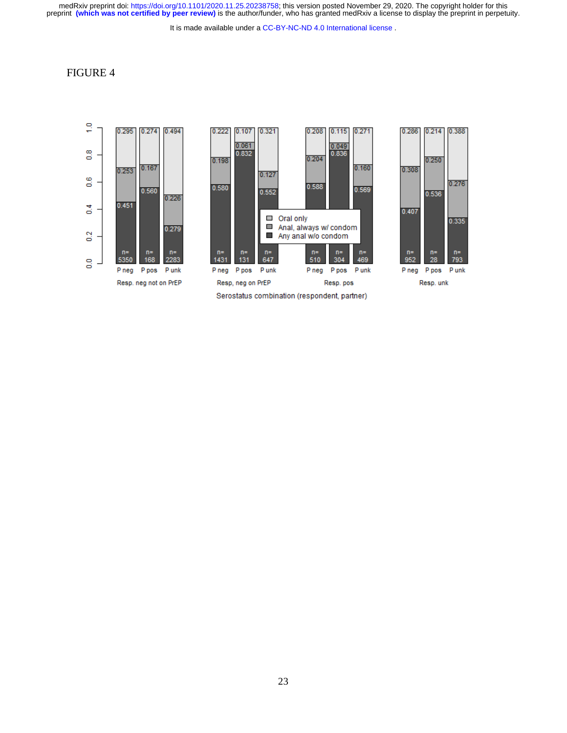FIGURE 4

| | Resp. neg not on PrEP | | | Resp, neg on PrEP | | | Resp. pos | | | Resp. unk | | |
|---|---|---|---|---|---|---|---|---|---|---|---|---|
| | P neg | P pos | P unk | P neg | P pos | P unk | P neg | P pos | P unk | P neg | P pos | P unk |
| Oral only | 0.295 | 0.274 | 0.494 | 0.222 | 0.107 | 0.321 | 0.208 | 0.115 | 0.271 | 0.286 | 0.214 | 0.388 |
| Anal, always w/ condom | 0.253 | 0.167 | 0.226 | 0.198 | 0.061 | 0.127 | 0.204 | 0.049 | 0.160 | 0.308 | 0.250 | 0.276 |
| Any anal w/o condom | 0.451 | 0.560 | 0.279 | 0.580 | 0.832 | 0.552 | 0.588 | 0.836 | 0.569 | 0.407 | 0.536 | 0.335 |
| n= | 5350 | 168 | 2283 | 1431 | 131 | 647 | 510 | 304 | 469 | 952 | 28 | 793 |

Serostatus combination (respondent, partner)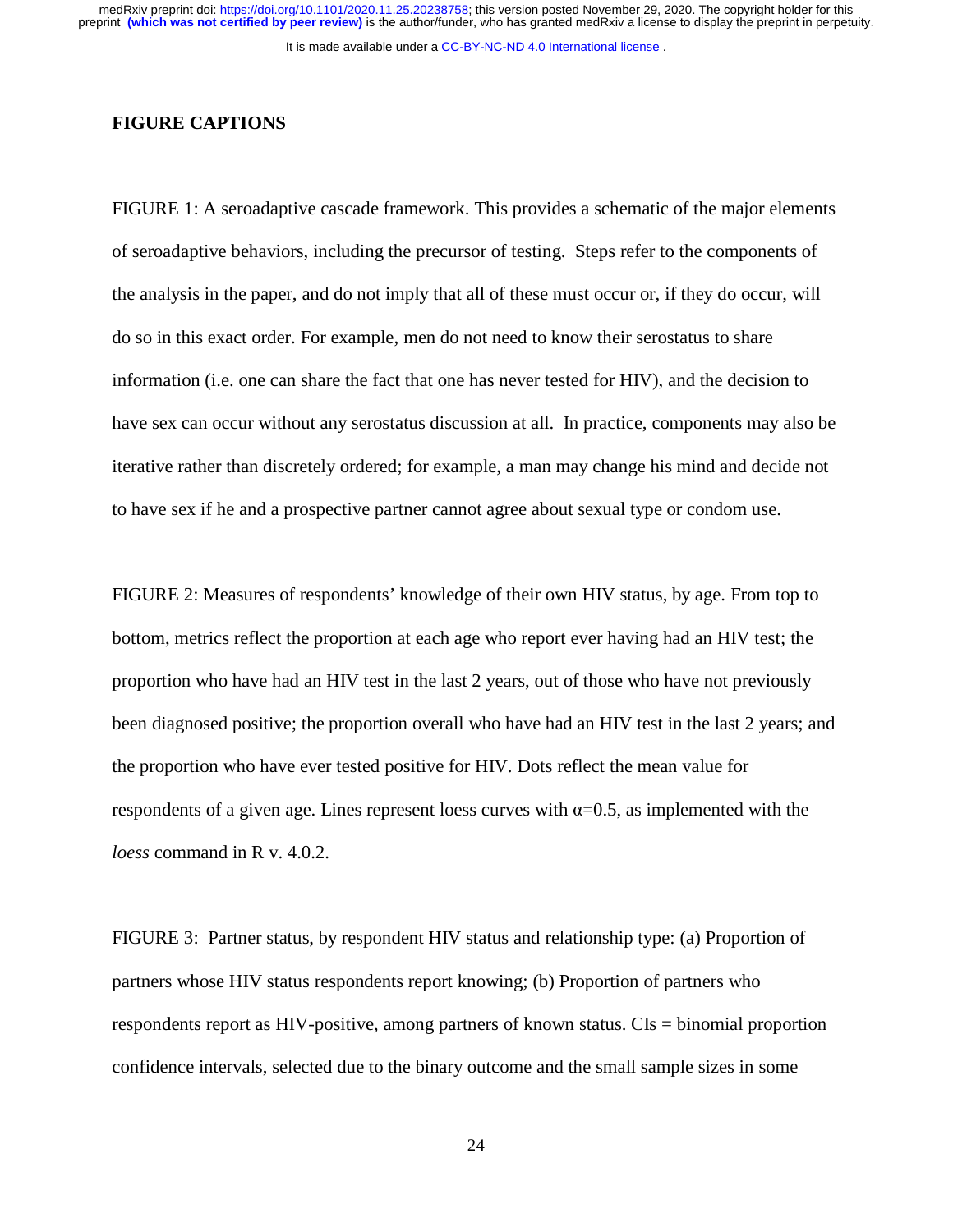## FIGURE CAPTIONS

FIGURE 1: A seroadaptive cascade framework. This provides a schematic of the major elements of seroadaptive behaviors, including the precursor of testing. Steps refer to the components of the analysis in the paper, and do not imply that all of these must occur or, if they do occur, will do so in this exact order. For example, men do not need to know their serostatus to share information (i.e. one can share the fact that one has never tested for HIV), and the decision to have sex can occur without any serostatus discussion at all. In practice, components may also be iterative rather than discretely ordered; for example, a man may change his mind and decide not to have sex if he and a prospective partner cannot agree about sexual type or condom use.

FIGURE 2: Measures of respondents' knowledge of their own HIV status, by age. From top to bottom, metrics reflect the proportion at each age who report ever having had an HIV test; the proportion who have had an HIV test in the last 2 years, out of those who have not previously been diagnosed positive; the proportion overall who have had an HIV test in the last 2 years; and the proportion who have ever tested positive for HIV. Dots reflect the mean value for respondents of a given age. Lines represent loess curves with $\alpha$=0.5, as implemented with the *loess* command in R v. 4.0.2.

FIGURE 3: Partner status, by respondent HIV status and relationship type: (a) Proportion of partners whose HIV status respondents report knowing; (b) Proportion of partners who respondents report as HIV-positive, among partners of known status. CIs = binomial proportion confidence intervals, selected due to the binary outcome and the small sample sizes in some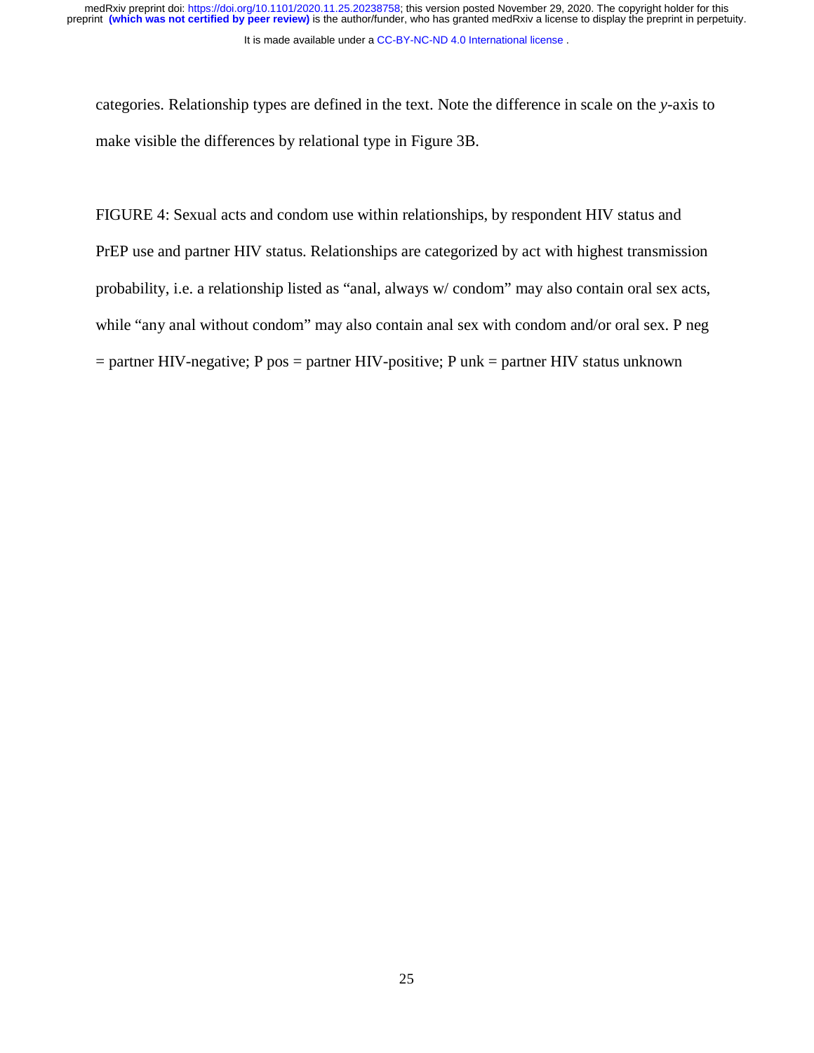categories. Relationship types are defined in the text. Note the difference in scale on the *y*-axis to make visible the differences by relational type in Figure 3B.

FIGURE 4: Sexual acts and condom use within relationships, by respondent HIV status and PrEP use and partner HIV status. Relationships are categorized by act with highest transmission probability, i.e. a relationship listed as "anal, always w/ condom" may also contain oral sex acts, while "any anal without condom" may also contain anal sex with condom and/or oral sex. P neg = partner HIV-negative; P pos = partner HIV-positive; P unk = partner HIV status unknown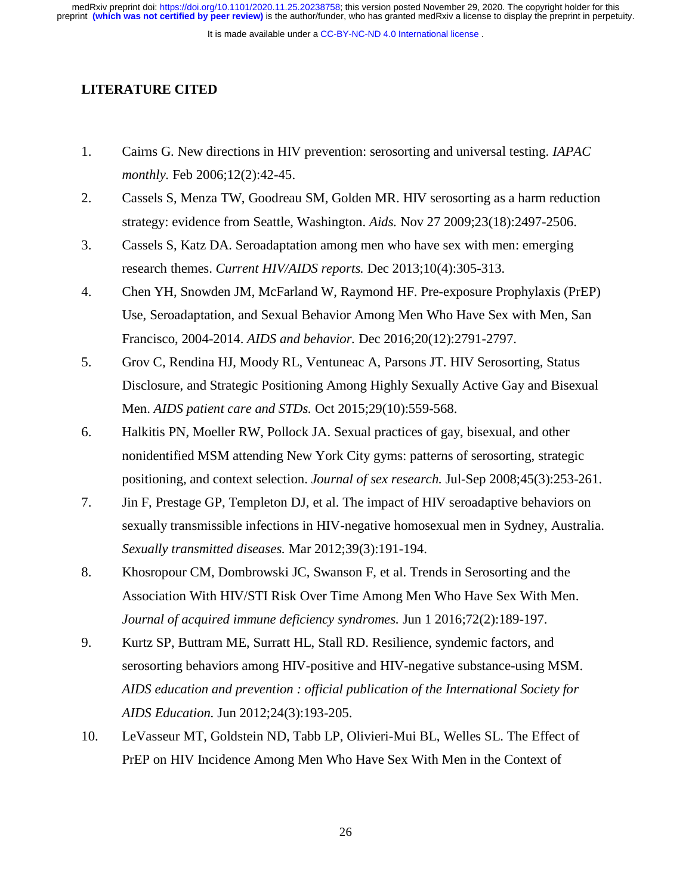## LITERATURE CITED

1. Cairns G. New directions in HIV prevention: serosorting and universal testing. *IAPAC monthly.* Feb 2006;12(2):42-45.
2. Cassels S, Menza TW, Goodreau SM, Golden MR. HIV serosorting as a harm reduction strategy: evidence from Seattle, Washington. *Aids.* Nov 27 2009;23(18):2497-2506.
3. Cassels S, Katz DA. Seroadaptation among men who have sex with men: emerging research themes. *Current HIV/AIDS reports.* Dec 2013;10(4):305-313.
4. Chen YH, Snowden JM, McFarland W, Raymond HF. Pre-exposure Prophylaxis (PrEP) Use, Seroadaptation, and Sexual Behavior Among Men Who Have Sex with Men, San Francisco, 2004-2014. *AIDS and behavior.* Dec 2016;20(12):2791-2797.
5. Grov C, Rendina HJ, Moody RL, Ventuneac A, Parsons JT. HIV Serosorting, Status Disclosure, and Strategic Positioning Among Highly Sexually Active Gay and Bisexual Men. *AIDS patient care and STDs.* Oct 2015;29(10):559-568.
6. Halkitis PN, Moeller RW, Pollock JA. Sexual practices of gay, bisexual, and other nonidentified MSM attending New York City gyms: patterns of serosorting, strategic positioning, and context selection. *Journal of sex research.* Jul-Sep 2008;45(3):253-261.
7. Jin F, Prestage GP, Templeton DJ, et al. The impact of HIV seroadaptive behaviors on sexually transmissible infections in HIV-negative homosexual men in Sydney, Australia. *Sexually transmitted diseases.* Mar 2012;39(3):191-194.
8. Khosropour CM, Dombrowski JC, Swanson F, et al. Trends in Serosorting and the Association With HIV/STI Risk Over Time Among Men Who Have Sex With Men. *Journal of acquired immune deficiency syndromes.* Jun 1 2016;72(2):189-197.
9. Kurtz SP, Buttram ME, Surratt HL, Stall RD. Resilience, syndemic factors, and serosorting behaviors among HIV-positive and HIV-negative substance-using MSM. *AIDS education and prevention : official publication of the International Society for AIDS Education.* Jun 2012;24(3):193-205.
10. LeVasseur MT, Goldstein ND, Tabb LP, Olivieri-Mui BL, Welles SL. The Effect of PrEP on HIV Incidence Among Men Who Have Sex With Men in the Context of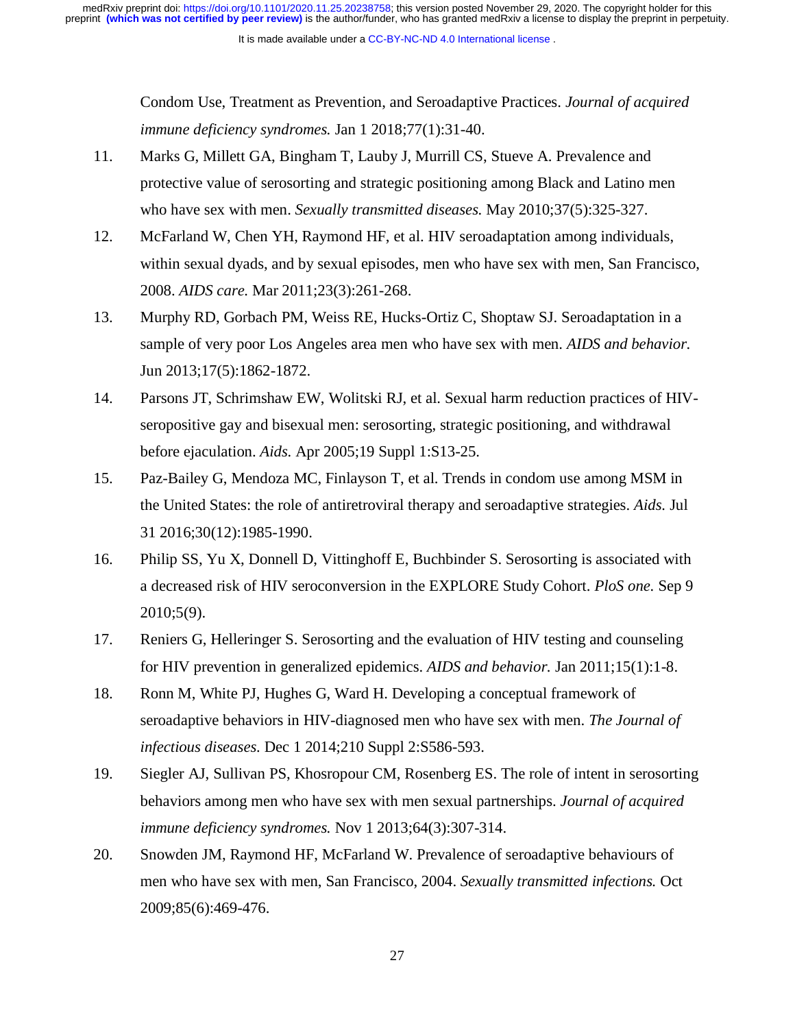Condom Use, Treatment as Prevention, and Seroadaptive Practices. *Journal of acquired immune deficiency syndromes.* Jan 1 2018;77(1):31-40.

11. Marks G, Millett GA, Bingham T, Lauby J, Murrill CS, Stueve A. Prevalence and protective value of serosorting and strategic positioning among Black and Latino men who have sex with men. *Sexually transmitted diseases.* May 2010;37(5):325-327.
12. McFarland W, Chen YH, Raymond HF, et al. HIV seroadaptation among individuals, within sexual dyads, and by sexual episodes, men who have sex with men, San Francisco, 2008. *AIDS care.* Mar 2011;23(3):261-268.
13. Murphy RD, Gorbach PM, Weiss RE, Hucks-Ortiz C, Shoptaw SJ. Seroadaptation in a sample of very poor Los Angeles area men who have sex with men. *AIDS and behavior.* Jun 2013;17(5):1862-1872.
14. Parsons JT, Schrimshaw EW, Wolitski RJ, et al. Sexual harm reduction practices of HIV-seropositive gay and bisexual men: serosorting, strategic positioning, and withdrawal before ejaculation. *Aids.* Apr 2005;19 Suppl 1:S13-25.
15. Paz-Bailey G, Mendoza MC, Finlayson T, et al. Trends in condom use among MSM in the United States: the role of antiretroviral therapy and seroadaptive strategies. *Aids.* Jul 31 2016;30(12):1985-1990.
16. Philip SS, Yu X, Donnell D, Vittinghoff E, Buchbinder S. Serosorting is associated with a decreased risk of HIV seroconversion in the EXPLORE Study Cohort. *PloS one.* Sep 9 2010;5(9).
17. Reniers G, Helleringer S. Serosorting and the evaluation of HIV testing and counseling for HIV prevention in generalized epidemics. *AIDS and behavior.* Jan 2011;15(1):1-8.
18. Ronn M, White PJ, Hughes G, Ward H. Developing a conceptual framework of seroadaptive behaviors in HIV-diagnosed men who have sex with men. *The Journal of infectious diseases.* Dec 1 2014;210 Suppl 2:S586-593.
19. Siegler AJ, Sullivan PS, Khosropour CM, Rosenberg ES. The role of intent in serosorting behaviors among men who have sex with men sexual partnerships. *Journal of acquired immune deficiency syndromes.* Nov 1 2013;64(3):307-314.
20. Snowden JM, Raymond HF, McFarland W. Prevalence of seroadaptive behaviours of men who have sex with men, San Francisco, 2004. *Sexually transmitted infections.* Oct 2009;85(6):469-476.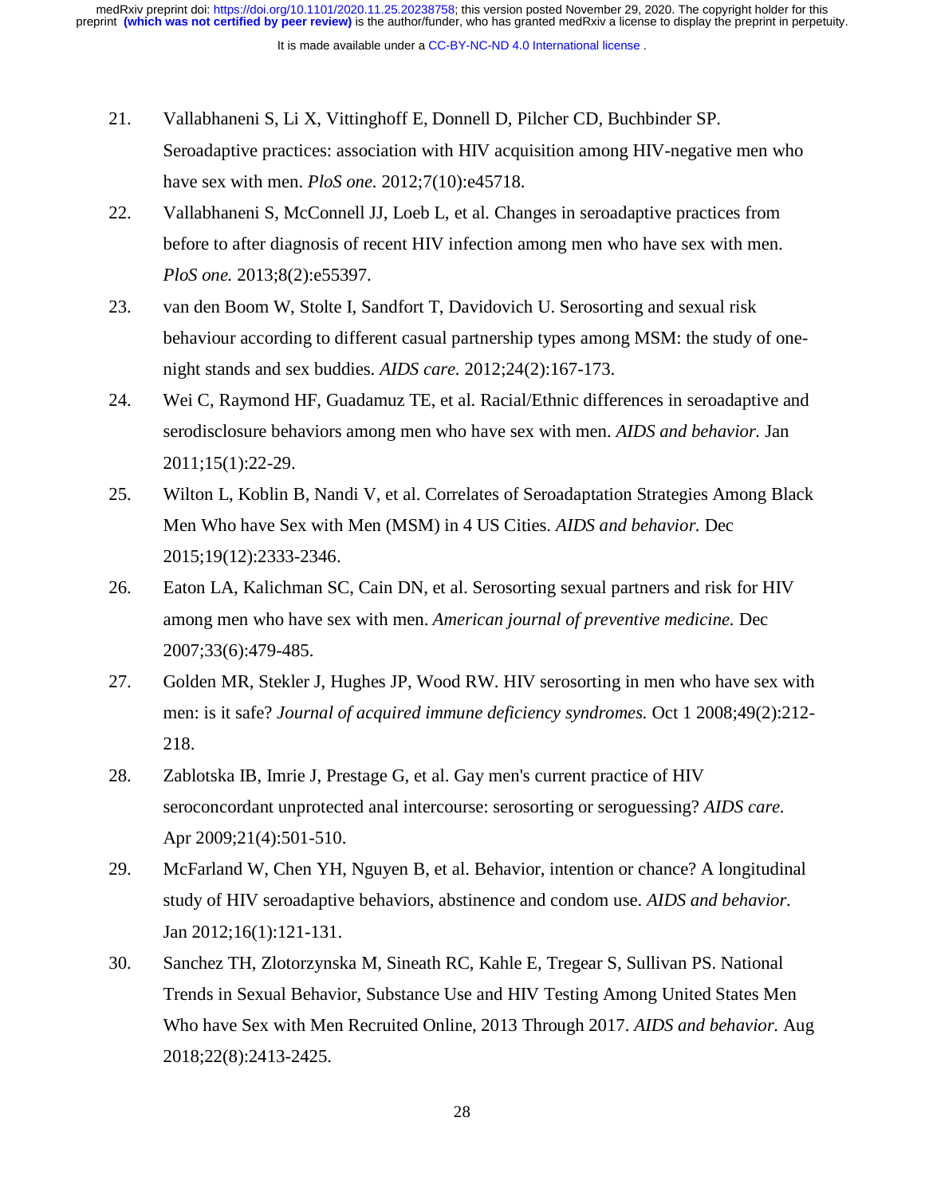21. Vallabhaneni S, Li X, Vittinghoff E, Donnell D, Pilcher CD, Buchbinder SP. Seroadaptive practices: association with HIV acquisition among HIV-negative men who have sex with men. *PloS one.* 2012;7(10):e45718.
22. Vallabhaneni S, McConnell JJ, Loeb L, et al. Changes in seroadaptive practices from before to after diagnosis of recent HIV infection among men who have sex with men. *PloS one.* 2013;8(2):e55397.
23. van den Boom W, Stolte I, Sandfort T, Davidovich U. Serosorting and sexual risk behaviour according to different casual partnership types among MSM: the study of one-night stands and sex buddies. *AIDS care.* 2012;24(2):167-173.
24. Wei C, Raymond HF, Guadamuz TE, et al. Racial/Ethnic differences in seroadaptive and serodisclosure behaviors among men who have sex with men. *AIDS and behavior.* Jan 2011;15(1):22-29.
25. Wilton L, Koblin B, Nandi V, et al. Correlates of Seroadaptation Strategies Among Black Men Who have Sex with Men (MSM) in 4 US Cities. *AIDS and behavior.* Dec 2015;19(12):2333-2346.
26. Eaton LA, Kalichman SC, Cain DN, et al. Serosorting sexual partners and risk for HIV among men who have sex with men. *American journal of preventive medicine.* Dec 2007;33(6):479-485.
27. Golden MR, Stekler J, Hughes JP, Wood RW. HIV serosorting in men who have sex with men: is it safe? *Journal of acquired immune deficiency syndromes.* Oct 1 2008;49(2):212-218.
28. Zablotska IB, Imrie J, Prestage G, et al. Gay men's current practice of HIV seroconcordant unprotected anal intercourse: serosorting or seroguessing? *AIDS care.* Apr 2009;21(4):501-510.
29. McFarland W, Chen YH, Nguyen B, et al. Behavior, intention or chance? A longitudinal study of HIV seroadaptive behaviors, abstinence and condom use. *AIDS and behavior.* Jan 2012;16(1):121-131.
30. Sanchez TH, Zlotorzynska M, Sineath RC, Kahle E, Tregear S, Sullivan PS. National Trends in Sexual Behavior, Substance Use and HIV Testing Among United States Men Who have Sex with Men Recruited Online, 2013 Through 2017. *AIDS and behavior.* Aug 2018;22(8):2413-2425.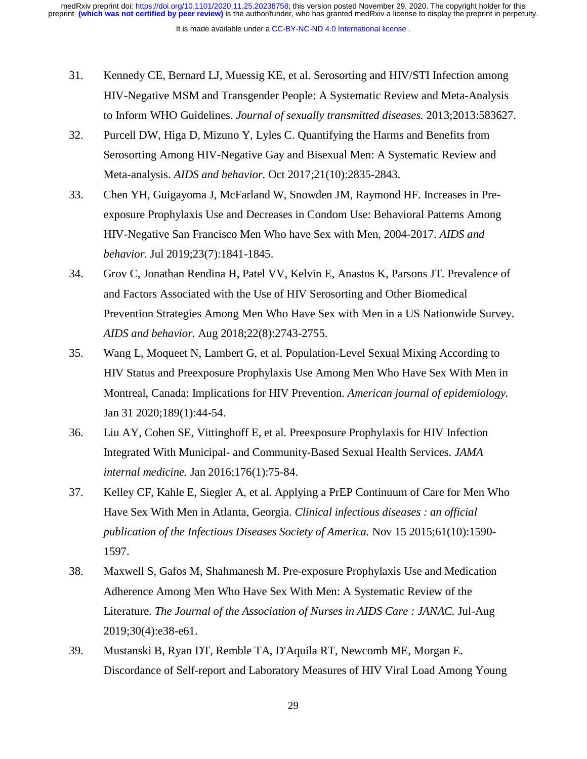31. Kennedy CE, Bernard LJ, Muessig KE, et al. Serosorting and HIV/STI Infection among HIV-Negative MSM and Transgender People: A Systematic Review and Meta-Analysis to Inform WHO Guidelines. *Journal of sexually transmitted diseases.* 2013;2013:583627.
32. Purcell DW, Higa D, Mizuno Y, Lyles C. Quantifying the Harms and Benefits from Serosorting Among HIV-Negative Gay and Bisexual Men: A Systematic Review and Meta-analysis. *AIDS and behavior.* Oct 2017;21(10):2835-2843.
33. Chen YH, Guigayoma J, McFarland W, Snowden JM, Raymond HF. Increases in Pre-exposure Prophylaxis Use and Decreases in Condom Use: Behavioral Patterns Among HIV-Negative San Francisco Men Who have Sex with Men, 2004-2017. *AIDS and behavior.* Jul 2019;23(7):1841-1845.
34. Grov C, Jonathan Rendina H, Patel VV, Kelvin E, Anastos K, Parsons JT. Prevalence of and Factors Associated with the Use of HIV Serosorting and Other Biomedical Prevention Strategies Among Men Who Have Sex with Men in a US Nationwide Survey. *AIDS and behavior.* Aug 2018;22(8):2743-2755.
35. Wang L, Moqueet N, Lambert G, et al. Population-Level Sexual Mixing According to HIV Status and Preexposure Prophylaxis Use Among Men Who Have Sex With Men in Montreal, Canada: Implications for HIV Prevention. *American journal of epidemiology.* Jan 31 2020;189(1):44-54.
36. Liu AY, Cohen SE, Vittinghoff E, et al. Preexposure Prophylaxis for HIV Infection Integrated With Municipal- and Community-Based Sexual Health Services. *JAMA internal medicine.* Jan 2016;176(1):75-84.
37. Kelley CF, Kahle E, Siegler A, et al. Applying a PrEP Continuum of Care for Men Who Have Sex With Men in Atlanta, Georgia. *Clinical infectious diseases : an official publication of the Infectious Diseases Society of America.* Nov 15 2015;61(10):1590-1597.
38. Maxwell S, Gafos M, Shahmanesh M. Pre-exposure Prophylaxis Use and Medication Adherence Among Men Who Have Sex With Men: A Systematic Review of the Literature. *The Journal of the Association of Nurses in AIDS Care : JANAC.* Jul-Aug 2019;30(4):e38-e61.
39. Mustanski B, Ryan DT, Remble TA, D'Aquila RT, Newcomb ME, Morgan E. Discordance of Self-report and Laboratory Measures of HIV Viral Load Among Young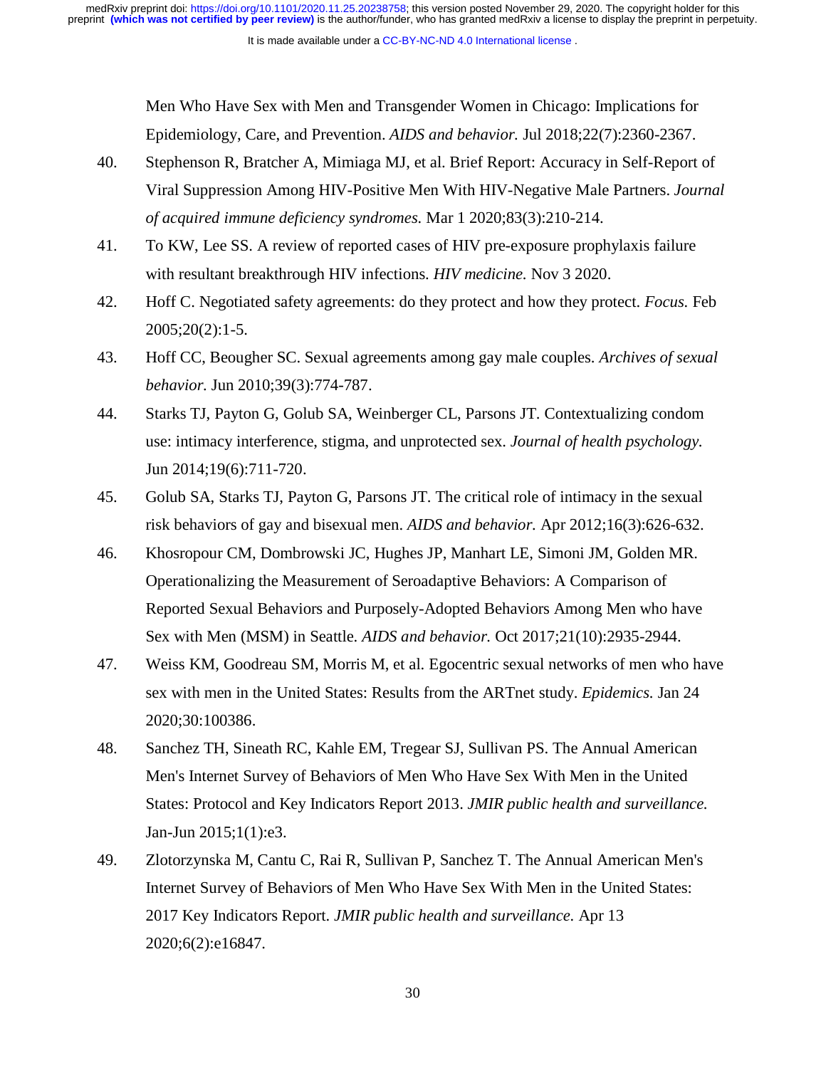Men Who Have Sex with Men and Transgender Women in Chicago: Implications for Epidemiology, Care, and Prevention. *AIDS and behavior.* Jul 2018;22(7):2360-2367.

40. Stephenson R, Bratcher A, Mimiaga MJ, et al. Brief Report: Accuracy in Self-Report of Viral Suppression Among HIV-Positive Men With HIV-Negative Male Partners. *Journal of acquired immune deficiency syndromes.* Mar 1 2020;83(3):210-214.
41. To KW, Lee SS. A review of reported cases of HIV pre-exposure prophylaxis failure with resultant breakthrough HIV infections. *HIV medicine.* Nov 3 2020.
42. Hoff C. Negotiated safety agreements: do they protect and how they protect. *Focus.* Feb 2005;20(2):1-5.
43. Hoff CC, Beougher SC. Sexual agreements among gay male couples. *Archives of sexual behavior.* Jun 2010;39(3):774-787.
44. Starks TJ, Payton G, Golub SA, Weinberger CL, Parsons JT. Contextualizing condom use: intimacy interference, stigma, and unprotected sex. *Journal of health psychology.* Jun 2014;19(6):711-720.
45. Golub SA, Starks TJ, Payton G, Parsons JT. The critical role of intimacy in the sexual risk behaviors of gay and bisexual men. *AIDS and behavior.* Apr 2012;16(3):626-632.
46. Khosropour CM, Dombrowski JC, Hughes JP, Manhart LE, Simoni JM, Golden MR. Operationalizing the Measurement of Seroadaptive Behaviors: A Comparison of Reported Sexual Behaviors and Purposely-Adopted Behaviors Among Men who have Sex with Men (MSM) in Seattle. *AIDS and behavior.* Oct 2017;21(10):2935-2944.
47. Weiss KM, Goodreau SM, Morris M, et al. Egocentric sexual networks of men who have sex with men in the United States: Results from the ARTnet study. *Epidemics.* Jan 24 2020;30:100386.
48. Sanchez TH, Sineath RC, Kahle EM, Tregear SJ, Sullivan PS. The Annual American Men's Internet Survey of Behaviors of Men Who Have Sex With Men in the United States: Protocol and Key Indicators Report 2013. *JMIR public health and surveillance.* Jan-Jun 2015;1(1):e3.
49. Zlotorzynska M, Cantu C, Rai R, Sullivan P, Sanchez T. The Annual American Men's Internet Survey of Behaviors of Men Who Have Sex With Men in the United States: 2017 Key Indicators Report. *JMIR public health and surveillance.* Apr 13 2020;6(2):e16847.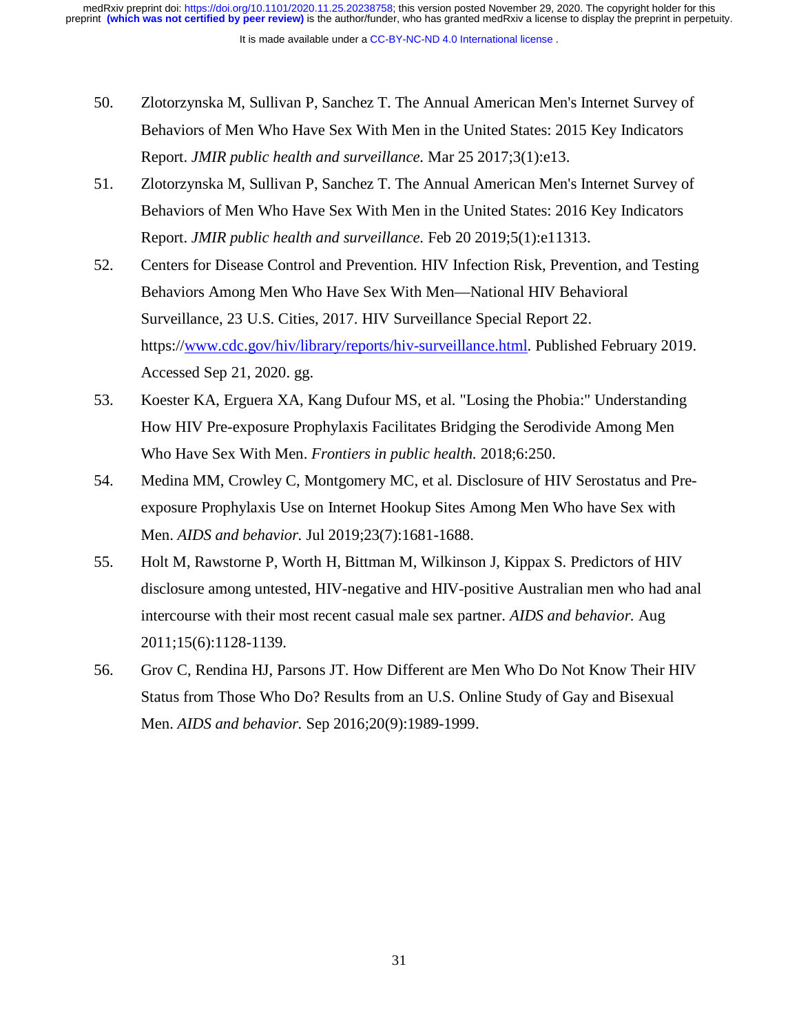50. Zlotorzynska M, Sullivan P, Sanchez T. The Annual American Men's Internet Survey of Behaviors of Men Who Have Sex With Men in the United States: 2015 Key Indicators Report. *JMIR public health and surveillance.* Mar 25 2017;3(1):e13.

51. Zlotorzynska M, Sullivan P, Sanchez T. The Annual American Men's Internet Survey of Behaviors of Men Who Have Sex With Men in the United States: 2016 Key Indicators Report. *JMIR public health and surveillance.* Feb 20 2019;5(1):e11313.

52. Centers for Disease Control and Prevention. HIV Infection Risk, Prevention, and Testing Behaviors Among Men Who Have Sex With Men—National HIV Behavioral Surveillance, 23 U.S. Cities, 2017. HIV Surveillance Special Report 22. https://www.cdc.gov/hiv/library/reports/hiv-surveillance.html. Published February 2019. Accessed Sep 21, 2020. gg.

53. Koester KA, Erguera XA, Kang Dufour MS, et al. "Losing the Phobia:" Understanding How HIV Pre-exposure Prophylaxis Facilitates Bridging the Serodivide Among Men Who Have Sex With Men. *Frontiers in public health.* 2018;6:250.

54. Medina MM, Crowley C, Montgomery MC, et al. Disclosure of HIV Serostatus and Pre-exposure Prophylaxis Use on Internet Hookup Sites Among Men Who have Sex with Men. *AIDS and behavior.* Jul 2019;23(7):1681-1688.

55. Holt M, Rawstorne P, Worth H, Bittman M, Wilkinson J, Kippax S. Predictors of HIV disclosure among untested, HIV-negative and HIV-positive Australian men who had anal intercourse with their most recent casual male sex partner. *AIDS and behavior.* Aug 2011;15(6):1128-1139.

56. Grov C, Rendina HJ, Parsons JT. How Different are Men Who Do Not Know Their HIV Status from Those Who Do? Results from an U.S. Online Study of Gay and Bisexual Men. *AIDS and behavior.* Sep 2016;20(9):1989-1999.